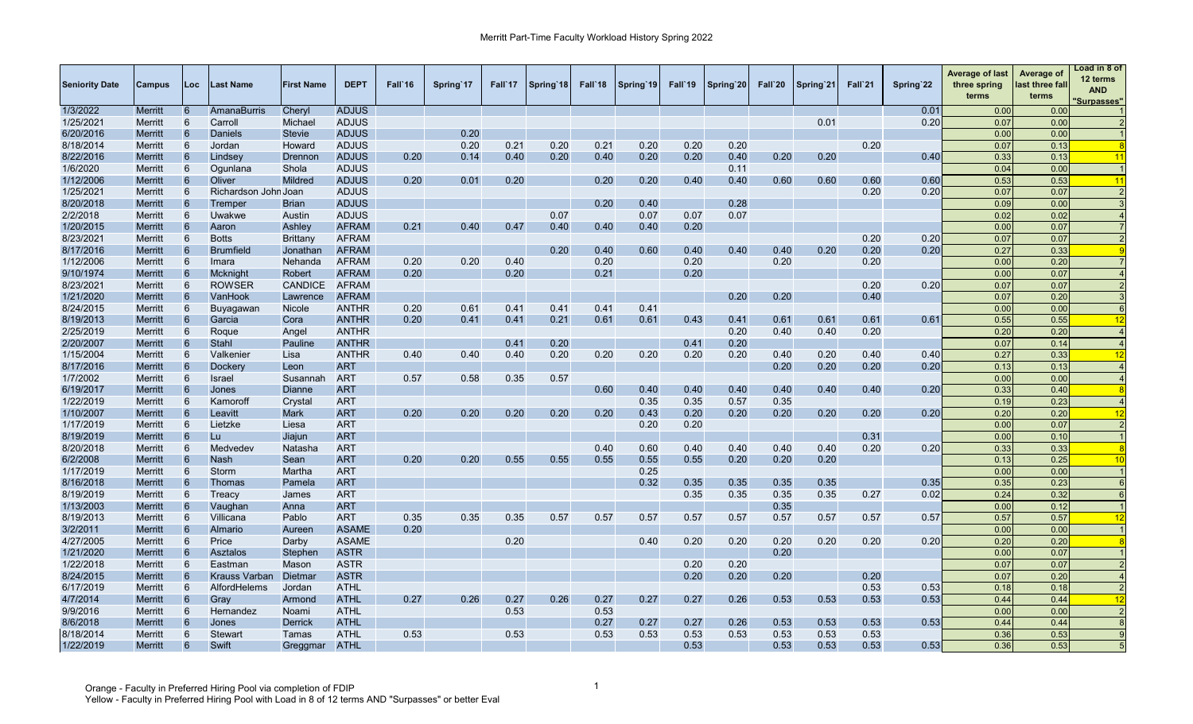# Merritt Part-Time Faculty Workload History Spring 2022

| Seniority Date | Campus | Loc | Last Name | First Name | DEPT | Fall`16 | Spring`17 | Fall`17 | Spring`18 | Fall`18 | Spring`19 | Fall`19 | Spring`20 | Fall`20 | Spring`21 | Fall`21 | Spring`22 | Average of last three spring terms | Average of last three fall terms | Load in 8 of 12 terms AND "Surpasses" |
|---|---|---|---|---|---|---|---|---|---|---|---|---|---|---|---|---|---|---|---|---|
| 1/3/2022 | Merritt | 6 | AmanaBurris | Cheryl | ADJUS | | | | | | | | | | | | 0.01 | 0.00 | 0.00 | 1 |
| 1/25/2021 | Merritt | 6 | Carroll | Michael | ADJUS | | | | | | | | | | 0.01 | | 0.20 | 0.07 | 0.00 | 2 |
| 6/20/2016 | Merritt | 6 | Daniels | Stevie | ADJUS | | 0.20 | | | | | | | | | | | 0.00 | 0.00 | 1 |
| 8/18/2014 | Merritt | 6 | Jordan | Howard | ADJUS | | 0.20 | 0.21 | 0.20 | 0.21 | 0.20 | 0.20 | 0.20 | | | 0.20 | | 0.07 | 0.13 | 8 |
| 8/22/2016 | Merritt | 6 | Lindsey | Drennon | ADJUS | 0.20 | 0.14 | 0.40 | 0.20 | 0.40 | 0.20 | 0.20 | 0.40 | 0.20 | 0.20 | | 0.40 | 0.33 | 0.13 | 11 |
| 1/6/2020 | Merritt | 6 | Ogunlana | Shola | ADJUS | | | | | | | | 0.11 | | | | | 0.04 | 0.00 | 1 |
| 1/12/2006 | Merritt | 6 | Oliver | Mildred | ADJUS | 0.20 | 0.01 | 0.20 | | 0.20 | 0.20 | 0.40 | 0.40 | 0.60 | 0.60 | 0.60 | 0.60 | 0.53 | 0.53 | 11 |
| 1/25/2021 | Merritt | 6 | Richardson John | Joan | ADJUS | | | | | | | | | | | 0.20 | 0.20 | 0.07 | 0.07 | 2 |
| 8/20/2018 | Merritt | 6 | Tremper | Brian | ADJUS | | | | | 0.20 | 0.40 | | 0.28 | | | | | 0.09 | 0.00 | 3 |
| 2/2/2018 | Merritt | 6 | Uwakwe | Austin | ADJUS | | | | 0.07 | | 0.07 | 0.07 | 0.07 | | | | | 0.02 | 0.02 | 4 |
| 1/20/2015 | Merritt | 6 | Aaron | Ashley | AFRAM | 0.21 | 0.40 | 0.47 | 0.40 | 0.40 | 0.40 | 0.20 | | | | | | 0.00 | 0.07 | 7 |
| 8/23/2021 | Merritt | 6 | Botts | Brittany | AFRAM | | | | | | | | | | | 0.20 | 0.20 | 0.07 | 0.07 | 2 |
| 8/17/2016 | Merritt | 6 | Brumfield | Jonathan | AFRAM | | | | 0.20 | 0.40 | 0.60 | 0.40 | 0.40 | 0.40 | 0.20 | 0.20 | 0.20 | 0.27 | 0.33 | 9 |
| 1/12/2006 | Merritt | 6 | Imara | Nehanda | AFRAM | 0.20 | 0.20 | 0.40 | | 0.20 | | 0.20 | | 0.20 | | 0.20 | | 0.00 | 0.20 | 7 |
| 9/10/1974 | Merritt | 6 | Mcknight | Robert | AFRAM | 0.20 | | 0.20 | | 0.21 | | 0.20 | | | | | | 0.00 | 0.07 | 4 |
| 8/23/2021 | Merritt | 6 | ROWSER | CANDICE | AFRAM | | | | | | | | | | | 0.20 | 0.20 | 0.07 | 0.07 | 2 |
| 1/21/2020 | Merritt | 6 | VanHook | Lawrence | AFRAM | | | | | | | | 0.20 | 0.20 | | 0.40 | | 0.07 | 0.20 | 3 |
| 8/24/2015 | Merritt | 6 | Buyagawan | Nicole | ANTHR | 0.20 | 0.61 | 0.41 | 0.41 | 0.41 | 0.41 | | | | | | | 0.00 | 0.00 | 6 |
| 8/19/2013 | Merritt | 6 | Garcia | Cora | ANTHR | 0.20 | 0.41 | 0.41 | 0.21 | 0.61 | 0.61 | 0.43 | | 0.41 | 0.61 | 0.61 | 0.61 | 0.55 | 0.55 | 12 |
| 2/25/2019 | Merritt | 6 | Roque | Angel | ANTHR | | | | | | | | 0.20 | 0.40 | 0.40 | 0.20 | | 0.20 | 0.20 | 4 |
| 2/20/2007 | Merritt | 6 | Stahl | Pauline | ANTHR | | | 0.41 | 0.20 | | | 0.41 | 0.20 | | | | | 0.07 | 0.14 | 4 |
| 1/15/2004 | Merritt | 6 | Valkenier | Lisa | ANTHR | 0.40 | 0.40 | 0.40 | 0.20 | 0.20 | 0.20 | 0.20 | 0.20 | 0.40 | 0.20 | 0.40 | 0.40 | 0.27 | 0.33 | 12 |
| 8/17/2016 | Merritt | 6 | Dockery | Leon | ART | | | | | | | | | 0.20 | 0.20 | 0.20 | 0.20 | 0.13 | 0.13 | 4 |
| 1/7/2002 | Merritt | 6 | Israel | Susannah | ART | 0.57 | 0.58 | 0.35 | 0.57 | | | | | | | | | 0.00 | 0.00 | 4 |
| 6/19/2017 | Merritt | 6 | Jones | Dianne | ART | | | | | 0.60 | 0.40 | 0.40 | 0.40 | 0.40 | 0.40 | 0.40 | 0.20 | 0.33 | 0.40 | 8 |
| 1/22/2019 | Merritt | 6 | Kamoroff | Crystal | ART | | | | | | 0.35 | 0.35 | 0.57 | 0.35 | | | | 0.19 | 0.23 | 4 |
| 1/10/2007 | Merritt | 6 | Leavitt | Mark | ART | 0.20 | 0.20 | 0.20 | 0.20 | 0.20 | 0.43 | 0.20 | 0.20 | 0.20 | 0.20 | 0.20 | 0.20 | 0.20 | 0.20 | 12 |
| 1/17/2019 | Merritt | 6 | Lietzke | Liesa | ART | | | | | | 0.20 | 0.20 | | | | | | 0.00 | 0.07 | 2 |
| 8/19/2019 | Merritt | 6 | Lu | Jiajun | ART | | | | | | | | | | | 0.31 | | 0.00 | 0.10 | 1 |
| 8/20/2018 | Merritt | 6 | Medvedev | Natasha | ART | | | | | 0.40 | 0.60 | 0.40 | 0.40 | 0.40 | 0.40 | 0.20 | 0.20 | 0.33 | 0.33 | 8 |
| 6/2/2008 | Merritt | 6 | Nash | Sean | ART | 0.20 | 0.20 | 0.55 | 0.55 | 0.55 | 0.55 | 0.55 | 0.20 | 0.20 | 0.20 | | | 0.13 | 0.25 | 10 |
| 1/17/2019 | Merritt | 6 | Storm | Martha | ART | | | | | | 0.25 | | | | | | | 0.00 | 0.00 | 1 |
| 8/16/2018 | Merritt | 6 | Thomas | Pamela | ART | | | | | | 0.32 | 0.35 | 0.35 | 0.35 | 0.35 | | 0.35 | 0.35 | 0.23 | 6 |
| 8/19/2019 | Merritt | 6 | Treacy | James | ART | | | | | | | 0.35 | 0.35 | 0.35 | 0.35 | 0.27 | 0.02 | 0.24 | 0.32 | 6 |
| 1/13/2003 | Merritt | 6 | Vaughan | Anna | ART | | | | | | | | | 0.35 | | | | 0.00 | 0.12 | 1 |
| 8/19/2013 | Merritt | 6 | Villicana | Pablo | ART | 0.35 | 0.35 | 0.35 | 0.57 | 0.57 | 0.57 | 0.57 | 0.57 | 0.57 | 0.57 | 0.57 | 0.57 | 0.57 | 0.57 | 12 |
| 3/2/2011 | Merritt | 6 | Almario | Aureen | ASAME | 0.20 | | | | | | | | | | | | 0.00 | 0.00 | 1 |
| 4/27/2005 | Merritt | 6 | Price | Darby | ASAME | | | 0.20 | | | 0.40 | 0.20 | 0.20 | 0.20 | 0.20 | 0.20 | 0.20 | 0.20 | 0.20 | 8 |
| 1/21/2020 | Merritt | 6 | Asztalos | Stephen | ASTR | | | | | | | | | 0.20 | | | | 0.00 | 0.07 | 1 |
| 1/22/2018 | Merritt | 6 | Eastman | Mason | ASTR | | | | | | | 0.20 | 0.20 | | | | | 0.07 | 0.07 | 2 |
| 8/24/2015 | Merritt | 6 | Krauss Varban | Dietmar | ASTR | | | | | | | 0.20 | 0.20 | 0.20 | | 0.20 | | 0.07 | 0.20 | 4 |
| 6/17/2019 | Merritt | 6 | AlfordHelems | Jordan | ATHL | | | | | | | | | | | 0.53 | 0.53 | 0.18 | 0.18 | 2 |
| 4/7/2014 | Merritt | 6 | Gray | Armond | ATHL | 0.27 | 0.26 | 0.27 | 0.26 | 0.27 | 0.27 | 0.27 | 0.26 | 0.53 | 0.53 | 0.53 | 0.53 | 0.44 | 0.44 | 12 |
| 9/9/2016 | Merritt | 6 | Hernandez | Noami | ATHL | | | 0.53 | | 0.53 | | | | | | | | 0.00 | 0.00 | 2 |
| 8/6/2018 | Merritt | 6 | Jones | Derrick | ATHL | | | | | 0.27 | 0.27 | 0.27 | 0.26 | 0.53 | 0.53 | 0.53 | 0.53 | 0.44 | 0.44 | 8 |
| 8/18/2014 | Merritt | 6 | Stewart | Tamas | ATHL | 0.53 | | 0.53 | | 0.53 | 0.53 | 0.53 | 0.53 | 0.53 | 0.53 | 0.53 | | 0.36 | 0.53 | 9 |
| 1/22/2019 | Merritt | 6 | Swift | Greggmar | ATHL | | | | | | | 0.53 | | 0.53 | 0.53 | 0.53 | 0.53 | 0.36 | 0.53 | 5 |

Orange - Faculty in Preferred Hiring Pool via completion of FDIP
Yellow - Faculty in Preferred Hiring Pool with Load in 8 of 12 terms AND "Surpasses" or better Eval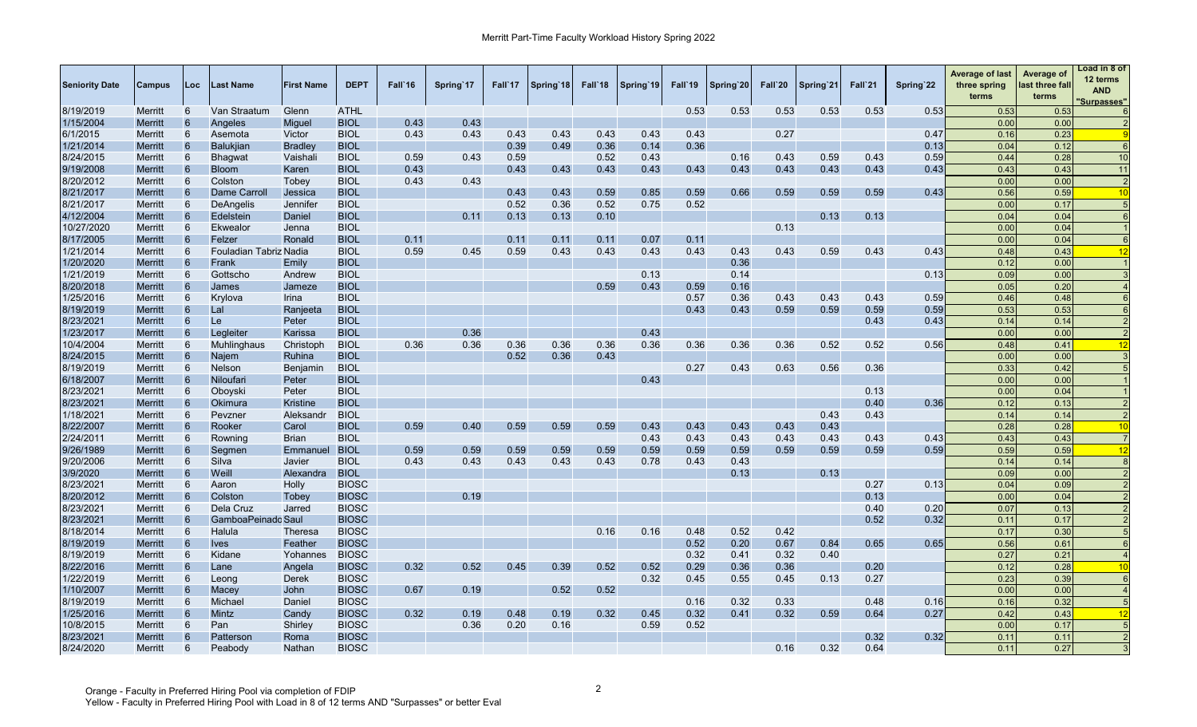| Seniority Date | Campus | Loc | Last Name | First Name | DEPT | Fall`16 | Spring`17 | Fall`17 | Spring`18 | Fall`18 | Spring`19 | Fall`19 | Spring`20 | Fall`20 | Spring`21 | Fall`21 | Spring`22 | Average of last three spring terms | Average of last three fall terms | Load in 8 of 12 terms AND "Surpasses" |
|---|---|---|---|---|---|---|---|---|---|---|---|---|---|---|---|---|---|---|---|---|
| 8/19/2019 | Merritt | 6 | Van Straatum | Glenn | ATHL | | | | | | | 0.53 | 0.53 | 0.53 | 0.53 | 0.53 | 0.53 | 0.53 | 0.53 | 6 |
| 1/15/2004 | Merritt | 6 | Angeles | Miguel | BIOL | 0.43 | 0.43 | | | | | | | | | | | 0.00 | 0.00 | 2 |
| 6/1/2015 | Merritt | 6 | Asemota | Victor | BIOL | 0.43 | 0.43 | 0.43 | 0.43 | 0.43 | 0.43 | 0.43 | | 0.27 | | | 0.47 | 0.16 | 0.23 | 9 |
| 1/21/2014 | Merritt | 6 | Balukjian | Bradley | BIOL | | | 0.39 | 0.49 | 0.36 | 0.14 | 0.36 | | | | | 0.13 | 0.04 | 0.12 | 6 |
| 8/24/2015 | Merritt | 6 | Bhagwat | Vaishali | BIOL | 0.59 | 0.43 | 0.59 | | 0.52 | 0.43 | | 0.16 | 0.43 | 0.59 | 0.43 | 0.59 | 0.44 | 0.28 | 10 |
| 9/19/2008 | Merritt | 6 | Bloom | Karen | BIOL | 0.43 | | 0.43 | 0.43 | 0.43 | 0.43 | 0.43 | 0.43 | 0.43 | 0.43 | 0.43 | 0.43 | 0.43 | 0.43 | 11 |
| 8/20/2012 | Merritt | 6 | Colston | Tobey | BIOL | 0.43 | 0.43 | | | | | | | | | | | 0.00 | 0.00 | 2 |
| 8/21/2017 | Merritt | 6 | Dame Carroll | Jessica | BIOL | | | 0.43 | 0.43 | 0.59 | 0.85 | 0.59 | 0.66 | 0.59 | 0.59 | 0.59 | 0.43 | 0.56 | 0.59 | 10 |
| 8/21/2017 | Merritt | 6 | DeAngelis | Jennifer | BIOL | | | 0.52 | 0.36 | 0.52 | 0.75 | 0.52 | | | | | | 0.00 | 0.17 | 5 |
| 4/12/2004 | Merritt | 6 | Edelstein | Daniel | BIOL | | 0.11 | 0.13 | 0.13 | 0.10 | | | | | 0.13 | 0.13 | | 0.04 | 0.04 | 6 |
| 10/27/2020 | Merritt | 6 | Ekwealor | Jenna | BIOL | | | | | | | | | 0.13 | | | | 0.00 | 0.04 | 1 |
| 8/17/2005 | Merritt | 6 | Felzer | Ronald | BIOL | 0.11 | | 0.11 | 0.11 | 0.11 | 0.07 | 0.11 | | | | | | 0.00 | 0.04 | 6 |
| 1/21/2014 | Merritt | 6 | Fouladian Tabriz | Nadia | BIOL | 0.59 | 0.45 | 0.59 | 0.43 | 0.43 | 0.43 | 0.43 | 0.43 | 0.43 | 0.59 | 0.43 | 0.43 | 0.48 | 0.43 | 12 |
| 1/20/2020 | Merritt | 6 | Frank | Emily | BIOL | | | | | | | | 0.36 | | | | | 0.12 | 0.00 | 1 |
| 1/21/2019 | Merritt | 6 | Gottscho | Andrew | BIOL | | | | | | 0.13 | | 0.14 | | | | 0.13 | 0.09 | 0.00 | 3 |
| 8/20/2018 | Merritt | 6 | James | Jameze | BIOL | | | | | 0.59 | 0.43 | 0.59 | 0.16 | | | | | 0.05 | 0.20 | 4 |
| 1/25/2016 | Merritt | 6 | Krylova | Irina | BIOL | | | | | | | 0.57 | 0.36 | 0.43 | 0.43 | 0.43 | 0.59 | 0.46 | 0.48 | 6 |
| 8/19/2019 | Merritt | 6 | Lal | Ranjeeta | BIOL | | | | | | | 0.43 | 0.43 | 0.59 | 0.59 | 0.59 | 0.59 | 0.53 | 0.53 | 6 |
| 8/23/2021 | Merritt | 6 | Le | Peter | BIOL | | | | | | | | | | | 0.43 | 0.43 | 0.14 | 0.14 | 2 |
| 1/23/2017 | Merritt | 6 | Legleiter | Karissa | BIOL | | 0.36 | | | | 0.43 | | | | | | | 0.00 | 0.00 | 2 |
| 10/4/2004 | Merritt | 6 | Muhlinghaus | Christoph | BIOL | 0.36 | 0.36 | 0.36 | 0.36 | 0.36 | 0.36 | 0.36 | 0.36 | 0.36 | 0.52 | 0.52 | 0.56 | 0.48 | 0.41 | 12 |
| 8/24/2015 | Merritt | 6 | Najem | Ruhina | BIOL | | | 0.52 | 0.36 | 0.43 | | | | | | | | 0.00 | 0.00 | 3 |
| 8/19/2019 | Merritt | 6 | Nelson | Benjamin | BIOL | | | | | | | 0.27 | 0.43 | 0.63 | 0.56 | 0.36 | | 0.33 | 0.42 | 5 |
| 6/18/2007 | Merritt | 6 | Niloufari | Peter | BIOL | | | | | | 0.43 | | | | | | | 0.00 | 0.00 | 1 |
| 8/23/2021 | Merritt | 6 | Oboyski | Peter | BIOL | | | | | | | | | | | 0.13 | | 0.00 | 0.04 | 1 |
| 8/23/2021 | Merritt | 6 | Okimura | Kristine | BIOL | | | | | | | | | | | 0.40 | 0.36 | 0.12 | 0.13 | 2 |
| 1/18/2021 | Merritt | 6 | Pevzner | Aleksandr | BIOL | | | | | | | | | | 0.43 | 0.43 | | 0.14 | 0.14 | 2 |
| 8/22/2007 | Merritt | 6 | Rooker | Carol | BIOL | 0.59 | 0.40 | 0.59 | 0.59 | 0.59 | 0.43 | 0.43 | 0.43 | 0.43 | 0.43 | | | 0.28 | 0.28 | 10 |
| 2/24/2011 | Merritt | 6 | Rowning | Brian | BIOL | | | | | | 0.43 | 0.43 | 0.43 | 0.43 | 0.43 | 0.43 | 0.43 | 0.43 | 0.43 | 7 |
| 9/26/1989 | Merritt | 6 | Segmen | Emmanuel | BIOL | 0.59 | 0.59 | 0.59 | 0.59 | 0.59 | 0.59 | 0.59 | 0.59 | 0.59 | 0.59 | 0.59 | 0.59 | 0.59 | 0.59 | 12 |
| 9/20/2006 | Merritt | 6 | Silva | Javier | BIOL | 0.43 | 0.43 | 0.43 | 0.43 | 0.43 | 0.78 | 0.43 | 0.43 | | | | | 0.14 | 0.14 | 8 |
| 3/9/2020 | Merritt | 6 | Weill | Alexandra | BIOL | | | | | | | | 0.13 | | 0.13 | | | 0.09 | 0.00 | 2 |
| 8/23/2021 | Merritt | 6 | Aaron | Holly | BIOSC | | | | | | | | | | | 0.27 | 0.13 | 0.04 | 0.09 | 2 |
| 8/20/2012 | Merritt | 6 | Colston | Tobey | BIOSC | | 0.19 | | | | | | | | | 0.13 | | 0.00 | 0.04 | 2 |
| 8/23/2021 | Merritt | 6 | Dela Cruz | Jarred | BIOSC | | | | | | | | | | | 0.40 | 0.20 | 0.07 | 0.13 | 2 |
| 8/23/2021 | Merritt | 6 | GamboaPeinado | Saul | BIOSC | | | | | | | | | | | 0.52 | 0.32 | 0.11 | 0.17 | 2 |
| 8/18/2014 | Merritt | 6 | Halula | Theresa | BIOSC | | | | | 0.16 | 0.16 | 0.48 | 0.52 | 0.42 | | | | 0.17 | 0.30 | 5 |
| 8/19/2019 | Merritt | 6 | Ives | Feather | BIOSC | | | | | | | 0.52 | 0.20 | 0.67 | 0.84 | 0.65 | 0.65 | 0.56 | 0.61 | 6 |
| 8/19/2019 | Merritt | 6 | Kidane | Yohannes | BIOSC | | | | | | | 0.32 | 0.41 | 0.32 | 0.40 | | | 0.27 | 0.21 | 4 |
| 8/22/2016 | Merritt | 6 | Lane | Angela | BIOSC | 0.32 | 0.52 | 0.45 | 0.39 | 0.52 | 0.52 | 0.29 | 0.36 | 0.36 | | 0.20 | | 0.12 | 0.28 | 10 |
| 1/22/2019 | Merritt | 6 | Leong | Derek | BIOSC | | | | | | 0.32 | 0.45 | 0.55 | 0.45 | 0.13 | 0.27 | | 0.23 | 0.39 | 6 |
| 1/10/2007 | Merritt | 6 | Macey | John | BIOSC | 0.67 | 0.19 | | 0.52 | 0.52 | | | | | | | | 0.00 | 0.00 | 4 |
| 8/19/2019 | Merritt | 6 | Michael | Daniel | BIOSC | | | | | | | 0.16 | 0.32 | 0.33 | | 0.48 | 0.16 | 0.16 | 0.32 | 5 |
| 1/25/2016 | Merritt | 6 | Mintz | Candy | BIOSC | 0.32 | 0.19 | 0.48 | 0.19 | 0.32 | 0.45 | 0.32 | 0.41 | 0.32 | 0.59 | 0.64 | 0.27 | 0.42 | 0.43 | 12 |
| 10/8/2015 | Merritt | 6 | Pan | Shirley | BIOSC | | 0.36 | 0.20 | 0.16 | | 0.59 | 0.52 | | | | | | 0.00 | 0.17 | 5 |
| 8/23/2021 | Merritt | 6 | Patterson | Roma | BIOSC | | | | | | | | | | | 0.32 | 0.32 | 0.11 | 0.11 | 2 |
| 8/24/2020 | Merritt | 6 | Peabody | Nathan | BIOSC | | | | | | | | | 0.16 | 0.32 | 0.64 | | 0.11 | 0.27 | 3 |

Orange - Faculty in Preferred Hiring Pool via completion of FDIP
Yellow - Faculty in Preferred Hiring Pool with Load in 8 of 12 terms AND "Surpasses" or better Eval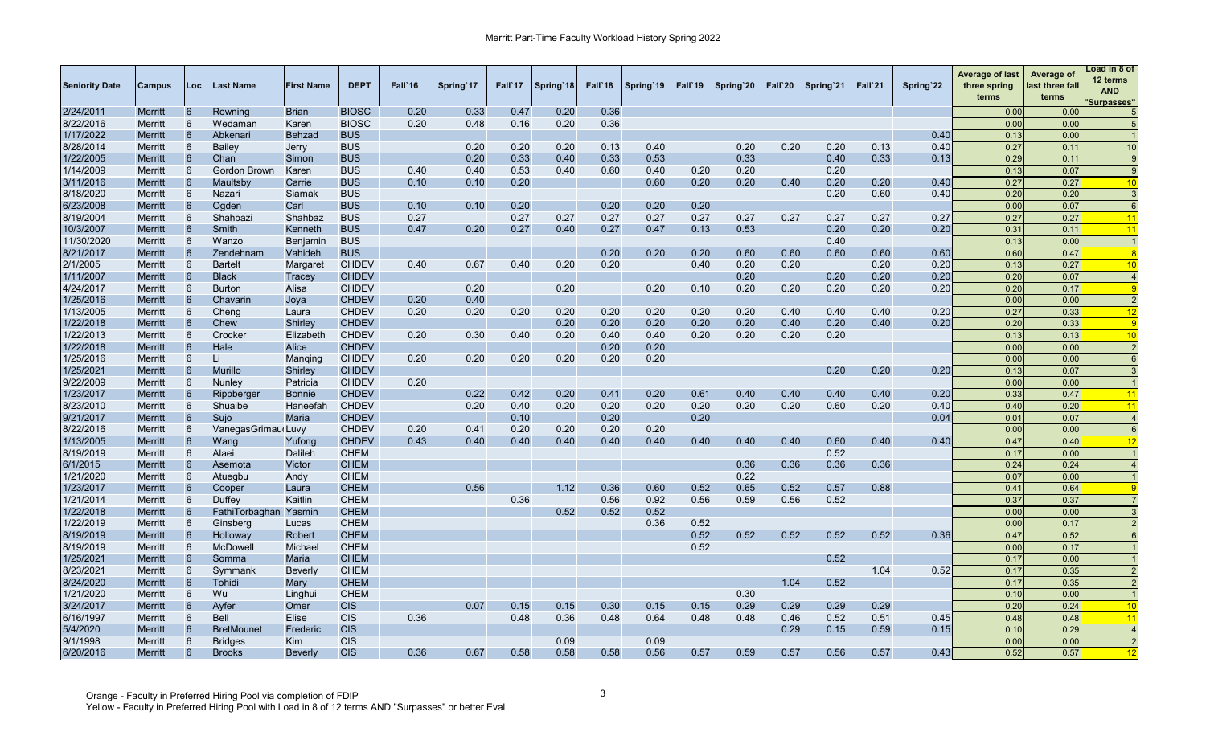# Merritt Part-Time Faculty Workload History Spring 2022

| Seniority Date | Campus | Loc | Last Name | First Name | DEPT | Fall`16 | Spring`17 | Fall`17 | Spring`18 | Fall`18 | Spring`19 | Fall`19 | Spring`20 | Fall`20 | Spring`21 | Fall`21 | Spring`22 | Average of last three spring terms | Average of last three fall terms | Load in 8 of 12 terms AND "Surpasses" |
|---|---|---|---|---|---|---|---|---|---|---|---|---|---|---|---|---|---|---|---|---|
| 2/24/2011 | Merritt | 6 | Rowning | Brian | BIOSC | 0.20 | 0.33 | 0.47 | 0.20 | 0.36 | | | | | | | | 0.00 | 0.00 | 5 |
| 8/22/2016 | Merritt | 6 | Wedaman | Karen | BIOSC | 0.20 | 0.48 | 0.16 | 0.20 | 0.36 | | | | | | | | 0.00 | 0.00 | 5 |
| 1/17/2022 | Merritt | 6 | Abkenari | Behzad | BUS | | | | | | | | | | | | 0.40 | 0.13 | 0.00 | 1 |
| 8/28/2014 | Merritt | 6 | Bailey | Jerry | BUS | | 0.20 | 0.20 | 0.20 | 0.13 | 0.40 | | 0.20 | 0.20 | 0.20 | 0.13 | 0.40 | 0.27 | 0.11 | 10 |
| 1/22/2005 | Merritt | 6 | Chan | Simon | BUS | | 0.20 | 0.33 | 0.40 | 0.33 | 0.53 | | 0.33 | | 0.40 | 0.33 | 0.13 | 0.29 | 0.11 | 9 |
| 1/14/2009 | Merritt | 6 | Gordon Brown | Karen | BUS | 0.40 | 0.40 | 0.53 | 0.40 | 0.60 | 0.40 | 0.20 | 0.20 | | 0.20 | | | 0.13 | 0.07 | 9 |
| 3/11/2016 | Merritt | 6 | Maultsby | Carrie | BUS | 0.10 | 0.10 | 0.20 | | | 0.60 | 0.20 | 0.20 | 0.40 | 0.20 | 0.20 | 0.40 | 0.27 | 0.27 | 10 |
| 8/18/2020 | Merritt | 6 | Nazari | Siamak | BUS | | | | | | | | | | 0.20 | 0.60 | 0.40 | 0.20 | 0.20 | 3 |
| 6/23/2008 | Merritt | 6 | Ogden | Carl | BUS | 0.10 | 0.10 | 0.20 | | 0.20 | 0.20 | 0.20 | | | | | | 0.00 | 0.07 | 6 |
| 8/19/2004 | Merritt | 6 | Shahbazi | Shahbaz | BUS | 0.27 | | 0.27 | 0.27 | 0.27 | 0.27 | 0.27 | 0.27 | 0.27 | 0.27 | 0.27 | 0.27 | 0.27 | 0.27 | 11 |
| 10/3/2007 | Merritt | 6 | Smith | Kenneth | BUS | 0.47 | 0.20 | 0.27 | 0.40 | 0.27 | 0.47 | 0.13 | 0.53 | | 0.20 | 0.20 | 0.20 | 0.31 | 0.11 | 11 |
| 11/30/2020 | Merritt | 6 | Wanzo | Benjamin | BUS | | | | | | | | | | 0.40 | | | 0.13 | 0.00 | 1 |
| 8/21/2017 | Merritt | 6 | Zendehnam | Vahideh | BUS | | | | | 0.20 | 0.20 | 0.20 | 0.60 | 0.60 | 0.60 | 0.60 | 0.60 | 0.60 | 0.47 | 8 |
| 2/1/2005 | Merritt | 6 | Bartelt | Margaret | CHDEV | 0.40 | 0.67 | 0.40 | 0.20 | 0.20 | | 0.40 | 0.20 | 0.20 | | 0.20 | 0.20 | 0.13 | 0.27 | 10 |
| 1/11/2007 | Merritt | 6 | Black | Tracey | CHDEV | | | | | | | | 0.20 | | 0.20 | 0.20 | 0.20 | 0.20 | 0.07 | 4 |
| 4/24/2017 | Merritt | 6 | Burton | Alisa | CHDEV | | 0.20 | | 0.20 | | 0.20 | 0.10 | 0.20 | 0.20 | 0.20 | 0.20 | 0.20 | 0.20 | 0.17 | 9 |
| 1/25/2016 | Merritt | 6 | Chavarin | Joya | CHDEV | 0.20 | 0.40 | | | | | | | | | | | 0.00 | 0.00 | 2 |
| 1/13/2005 | Merritt | 6 | Cheng | Laura | CHDEV | 0.20 | 0.20 | 0.20 | 0.20 | 0.20 | 0.20 | 0.20 | 0.20 | 0.40 | 0.40 | 0.40 | 0.20 | 0.27 | 0.33 | 12 |
| 1/22/2018 | Merritt | 6 | Chew | Shirley | CHDEV | | | | 0.20 | 0.20 | 0.20 | 0.20 | 0.20 | 0.40 | 0.20 | 0.40 | 0.20 | 0.20 | 0.33 | 9 |
| 1/22/2013 | Merritt | 6 | Crocker | Elizabeth | CHDEV | 0.20 | 0.30 | 0.40 | 0.20 | 0.40 | 0.40 | 0.20 | 0.20 | 0.20 | 0.20 | | | 0.13 | 0.13 | 10 |
| 1/22/2018 | Merritt | 6 | Hale | Alice | CHDEV | | | | | 0.20 | 0.20 | | | | | | | 0.00 | 0.00 | 2 |
| 1/25/2016 | Merritt | 6 | Li | Manqing | CHDEV | 0.20 | 0.20 | 0.20 | 0.20 | 0.20 | 0.20 | | | | | | | 0.00 | 0.00 | 6 |
| 1/25/2021 | Merritt | 6 | Murillo | Shirley | CHDEV | | | | | | | | | | 0.20 | 0.20 | 0.20 | 0.13 | 0.07 | 3 |
| 9/22/2009 | Merritt | 6 | Nunley | Patricia | CHDEV | 0.20 | | | | | | | | | | | | 0.00 | 0.00 | 1 |
| 1/23/2017 | Merritt | 6 | Rippberger | Bonnie | CHDEV | | 0.22 | 0.42 | 0.20 | 0.41 | 0.20 | 0.61 | 0.40 | 0.40 | 0.40 | 0.40 | 0.20 | 0.33 | 0.47 | 11 |
| 8/23/2010 | Merritt | 6 | Shuaibe | Haneefah | CHDEV | | 0.20 | 0.40 | 0.20 | 0.20 | 0.20 | 0.20 | 0.20 | 0.20 | 0.60 | 0.20 | 0.40 | 0.40 | 0.20 | 11 |
| 9/21/2017 | Merritt | 6 | Sujo | Maria | CHDEV | | | 0.10 | | 0.20 | | 0.20 | | | | | 0.04 | 0.01 | 0.07 | 4 |
| 8/22/2016 | Merritt | 6 | VanegasGrimaux | Luvy | CHDEV | 0.20 | 0.41 | 0.20 | 0.20 | 0.20 | 0.20 | | | | | | | 0.00 | 0.00 | 6 |
| 1/13/2005 | Merritt | 6 | Wang | Yufong | CHDEV | 0.43 | 0.40 | 0.40 | 0.40 | 0.40 | 0.40 | 0.40 | 0.40 | 0.40 | 0.60 | 0.40 | 0.40 | 0.47 | 0.40 | 12 |
| 8/19/2019 | Merritt | 6 | Alaei | Dalileh | CHEM | | | | | | | | | | 0.52 | | | 0.17 | 0.00 | 1 |
| 6/1/2015 | Merritt | 6 | Asemota | Victor | CHEM | | | | | | | | 0.36 | 0.36 | 0.36 | 0.36 | | 0.24 | 0.24 | 4 |
| 1/21/2020 | Merritt | 6 | Atuegbu | Andy | CHEM | | | | | | | | 0.22 | | | | | 0.07 | 0.00 | 1 |
| 1/23/2017 | Merritt | 6 | Cooper | Laura | CHEM | | 0.56 | | 1.12 | 0.36 | 0.60 | 0.52 | 0.65 | 0.52 | 0.57 | 0.88 | | 0.41 | 0.64 | 9 |
| 1/21/2014 | Merritt | 6 | Duffey | Kaitlin | CHEM | | | 0.36 | | 0.56 | 0.92 | 0.56 | 0.59 | 0.56 | 0.52 | | | 0.37 | 0.37 | 7 |
| 1/22/2018 | Merritt | 6 | FathiTorbaghan | Yasmin | CHEM | | | | 0.52 | 0.52 | 0.52 | | | | | | | 0.00 | 0.00 | 3 |
| 1/22/2019 | Merritt | 6 | Ginsberg | Lucas | CHEM | | | | | | 0.36 | 0.52 | | | | | | 0.00 | 0.17 | 2 |
| 8/19/2019 | Merritt | 6 | Holloway | Robert | CHEM | | | | | | | 0.52 | 0.52 | 0.52 | 0.52 | 0.52 | 0.36 | 0.47 | 0.52 | 6 |
| 8/19/2019 | Merritt | 6 | McDowell | Michael | CHEM | | | | | | | 0.52 | | | | | | 0.00 | 0.17 | 1 |
| 1/25/2021 | Merritt | 6 | Somma | Maria | CHEM | | | | | | | | | | 0.52 | | | 0.17 | 0.00 | 1 |
| 8/23/2021 | Merritt | 6 | Symmank | Beverly | CHEM | | | | | | | | | | | 1.04 | 0.52 | 0.17 | 0.35 | 2 |
| 8/24/2020 | Merritt | 6 | Tohidi | Mary | CHEM | | | | | | | | | 1.04 | 0.52 | | | 0.17 | 0.35 | 2 |
| 1/21/2020 | Merritt | 6 | Wu | Linghui | CHEM | | | | | | | | 0.30 | | | | | 0.10 | 0.00 | 1 |
| 3/24/2017 | Merritt | 6 | Ayfer | Omer | CIS | | 0.07 | 0.15 | 0.15 | 0.30 | 0.15 | 0.15 | 0.29 | 0.29 | 0.29 | 0.29 | | 0.20 | 0.24 | 10 |
| 6/16/1997 | Merritt | 6 | Bell | Elise | CIS | 0.36 | | 0.48 | 0.36 | 0.48 | 0.64 | 0.48 | 0.48 | 0.46 | 0.52 | 0.51 | 0.45 | 0.48 | 0.48 | 11 |
| 5/4/2020 | Merritt | 6 | BretMounet | Frederic | CIS | | | | | | | | | 0.29 | 0.15 | 0.59 | 0.15 | 0.10 | 0.29 | 4 |
| 9/1/1998 | Merritt | 6 | Bridges | Kim | CIS | | | | 0.09 | | 0.09 | | | | | | | 0.00 | 0.00 | 2 |
| 6/20/2016 | Merritt | 6 | Brooks | Beverly | CIS | 0.36 | 0.67 | 0.58 | 0.58 | 0.58 | 0.56 | 0.57 | 0.59 | 0.57 | 0.56 | 0.57 | 0.43 | 0.52 | 0.57 | 12 |

Orange - Faculty in Preferred Hiring Pool via completion of FDIP
Yellow - Faculty in Preferred Hiring Pool with Load in 8 of 12 terms AND "Surpasses" or better Eval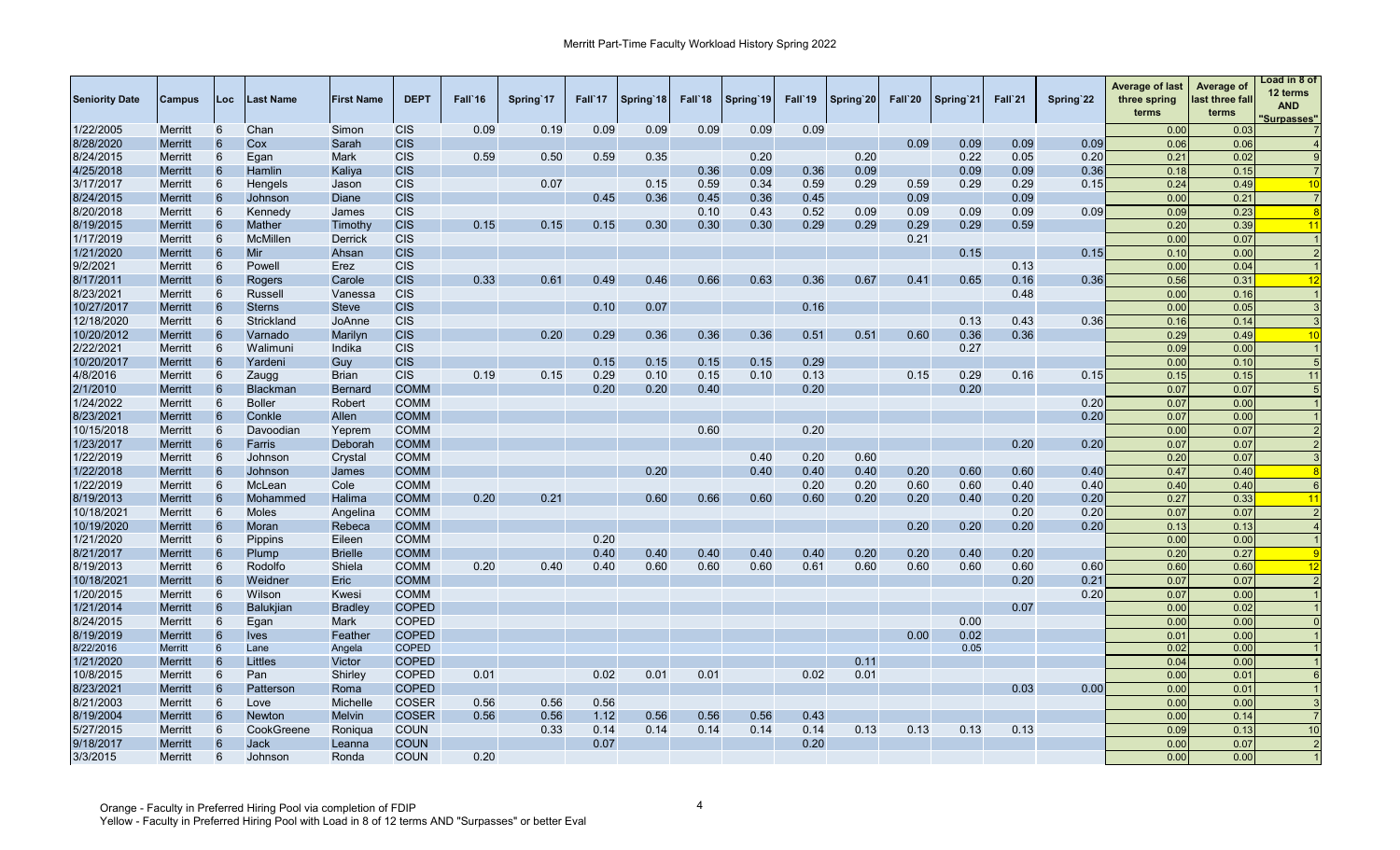# Merritt Part-Time Faculty Workload History Spring 2022

| Seniority Date | Campus | Loc | Last Name | First Name | DEPT | Fall`16 | Spring`17 | Fall`17 | Spring`18 | Fall`18 | Spring`19 | Fall`19 | Spring`20 | Fall`20 | Spring`21 | Fall`21 | Spring`22 | Average of last three spring terms | Average of last three fall terms | Load in 8 of 12 terms AND "Surpasses" |
|---|---|---|---|---|---|---|---|---|---|---|---|---|---|---|---|---|---|---|---|---|
| 1/22/2005 | Merritt | 6 | Chan | Simon | CIS | 0.09 | 0.19 | 0.09 | 0.09 | 0.09 | 0.09 | 0.09 | | | | | | 0.00 | 0.03 | 7 |
| 8/28/2020 | Merritt | 6 | Cox | Sarah | CIS | | | | | | | | | 0.09 | 0.09 | 0.09 | 0.09 | 0.06 | 0.06 | 4 |
| 8/24/2015 | Merritt | 6 | Egan | Mark | CIS | 0.59 | 0.50 | 0.59 | 0.35 | | 0.20 | | 0.20 | | 0.22 | 0.05 | 0.20 | 0.21 | 0.02 | 9 |
| 4/25/2018 | Merritt | 6 | Hamlin | Kaliya | CIS | | | | | 0.36 | 0.09 | 0.36 | 0.09 | | 0.09 | 0.09 | 0.36 | 0.18 | 0.15 | 7 |
| 3/17/2017 | Merritt | 6 | Hengels | Jason | CIS | | 0.07 | | 0.15 | 0.59 | 0.34 | 0.59 | 0.29 | 0.59 | 0.29 | 0.29 | 0.15 | 0.24 | 0.49 | 10 |
| 8/24/2015 | Merritt | 6 | Johnson | Diane | CIS | | | 0.45 | 0.36 | 0.45 | 0.36 | 0.45 | | 0.09 | | 0.09 | | 0.00 | 0.21 | 7 |
| 8/20/2018 | Merritt | 6 | Kennedy | James | CIS | | | | | 0.10 | 0.43 | 0.52 | 0.09 | 0.09 | 0.09 | 0.09 | 0.09 | 0.09 | 0.23 | 8 |
| 8/19/2015 | Merritt | 6 | Mather | Timothy | CIS | 0.15 | 0.15 | 0.15 | 0.30 | 0.30 | 0.30 | 0.29 | 0.29 | 0.29 | 0.29 | 0.59 | | 0.20 | 0.39 | 11 |
| 1/17/2019 | Merritt | 6 | McMillen | Derrick | CIS | | | | | | | | | 0.21 | | | | 0.00 | 0.07 | 1 |
| 1/21/2020 | Merritt | 6 | Mir | Ahsan | CIS | | | | | | | | | | 0.15 | | 0.15 | 0.10 | 0.00 | 2 |
| 9/2/2021 | Merritt | 6 | Powell | Erez | CIS | | | | | | | | | | | 0.13 | | 0.00 | 0.04 | 1 |
| 8/17/2011 | Merritt | 6 | Rogers | Carole | CIS | 0.33 | 0.61 | 0.49 | 0.46 | 0.66 | 0.63 | 0.36 | 0.67 | 0.41 | 0.65 | 0.16 | 0.36 | 0.56 | 0.31 | 12 |
| 8/23/2021 | Merritt | 6 | Russell | Vanessa | CIS | | | | | | | | | | | 0.48 | | 0.00 | 0.16 | 1 |
| 10/27/2017 | Merritt | 6 | Sterns | Steve | CIS | | | 0.10 | 0.07 | | | 0.16 | | | | | | 0.00 | 0.05 | 3 |
| 12/18/2020 | Merritt | 6 | Strickland | JoAnne | CIS | | | | | | | | | | 0.13 | 0.43 | 0.36 | 0.16 | 0.14 | 3 |
| 10/20/2012 | Merritt | 6 | Varnado | Marilyn | CIS | | 0.20 | 0.29 | 0.36 | 0.36 | 0.36 | 0.51 | 0.51 | 0.60 | 0.36 | 0.36 | | 0.29 | 0.49 | 10 |
| 2/22/2021 | Merritt | 6 | Walimuni | Indika | CIS | | | | | | | | | | 0.27 | | | 0.09 | 0.00 | 1 |
| 10/20/2017 | Merritt | 6 | Yardeni | Guy | CIS | | | 0.15 | 0.15 | 0.15 | 0.15 | 0.29 | | | | | | 0.00 | 0.10 | 5 |
| 4/8/2016 | Merritt | 6 | Zaugg | Brian | CIS | 0.19 | 0.15 | 0.29 | 0.10 | 0.15 | 0.10 | 0.13 | | 0.15 | 0.29 | 0.16 | 0.15 | 0.15 | 0.15 | 11 |
| 2/1/2010 | Merritt | 6 | Blackman | Bernard | COMM | | | 0.20 | 0.20 | 0.40 | | 0.20 | | | 0.20 | | | 0.07 | 0.07 | 5 |
| 1/24/2022 | Merritt | 6 | Boller | Robert | COMM | | | | | | | | | | | | 0.20 | 0.07 | 0.00 | 1 |
| 8/23/2021 | Merritt | 6 | Conkle | Allen | COMM | | | | | | | | | | | | 0.20 | 0.07 | 0.00 | 1 |
| 10/15/2018 | Merritt | 6 | Davoodian | Yeprem | COMM | | | | | 0.60 | | 0.20 | | | | | | 0.00 | 0.07 | 2 |
| 1/23/2017 | Merritt | 6 | Farris | Deborah | COMM | | | | | | | | | | | 0.20 | 0.20 | 0.07 | 0.07 | 2 |
| 1/22/2019 | Merritt | 6 | Johnson | Crystal | COMM | | | | | | 0.40 | 0.20 | 0.60 | | | | | 0.20 | 0.07 | 3 |
| 1/22/2018 | Merritt | 6 | Johnson | James | COMM | | | | 0.20 | | 0.40 | 0.40 | 0.40 | 0.20 | 0.60 | 0.60 | 0.40 | 0.47 | 0.40 | 8 |
| 1/22/2019 | Merritt | 6 | McLean | Cole | COMM | | | | | | | 0.20 | 0.20 | 0.60 | 0.60 | 0.40 | 0.40 | 0.40 | 0.40 | 6 |
| 8/19/2013 | Merritt | 6 | Mohammed | Halima | COMM | 0.20 | 0.21 | | 0.60 | 0.66 | 0.60 | 0.60 | 0.20 | 0.20 | 0.40 | 0.20 | 0.20 | 0.27 | 0.33 | 11 |
| 10/18/2021 | Merritt | 6 | Moles | Angelina | COMM | | | | | | | | | | | 0.20 | 0.20 | 0.07 | 0.07 | 2 |
| 10/19/2020 | Merritt | 6 | Moran | Rebeca | COMM | | | | | | | | | 0.20 | 0.20 | 0.20 | 0.20 | 0.13 | 0.13 | 4 |
| 1/21/2020 | Merritt | 6 | Pippins | Eileen | COMM | | | 0.20 | | | | | | | | | | 0.00 | 0.00 | 1 |
| 8/21/2017 | Merritt | 6 | Plump | Brielle | COMM | | | 0.40 | 0.40 | 0.40 | 0.40 | 0.40 | 0.20 | 0.20 | 0.40 | 0.20 | | 0.20 | 0.27 | 9 |
| 8/19/2013 | Merritt | 6 | Rodolfo | Shiela | COMM | 0.20 | 0.40 | 0.40 | 0.60 | 0.60 | 0.60 | 0.61 | 0.60 | 0.60 | 0.60 | 0.60 | 0.60 | 0.60 | 0.60 | 12 |
| 10/18/2021 | Merritt | 6 | Weidner | Eric | COMM | | | | | | | | | | | 0.20 | 0.21 | 0.07 | 0.07 | 2 |
| 1/20/2015 | Merritt | 6 | Wilson | Kwesi | COMM | | | | | | | | | | | | 0.20 | 0.07 | 0.00 | 1 |
| 1/21/2014 | Merritt | 6 | Balukjian | Bradley | COPED | | | | | | | | | | | 0.07 | | 0.00 | 0.02 | 1 |
| 8/24/2015 | Merritt | 6 | Egan | Mark | COPED | | | | | | | | | | 0.00 | | | 0.00 | 0.00 | 0 |
| 8/19/2019 | Merritt | 6 | Ives | Feather | COPED | | | | | | | | | 0.00 | 0.02 | | | 0.01 | 0.00 | 1 |
| 8/22/2016 | Merritt | 6 | Lane | Angela | COPED | | | | | | | | | | 0.05 | | | 0.02 | 0.00 | 1 |
| 1/21/2020 | Merritt | 6 | Littles | Victor | COPED | | | | | | | | 0.11 | | | | | 0.04 | 0.00 | 1 |
| 10/8/2015 | Merritt | 6 | Pan | Shirley | COPED | 0.01 | | 0.02 | 0.01 | 0.01 | | 0.02 | 0.01 | | | | | 0.00 | 0.01 | 6 |
| 8/23/2021 | Merritt | 6 | Patterson | Roma | COPED | | | | | | | | | | | 0.03 | 0.00 | 0.00 | 0.01 | 1 |
| 8/21/2003 | Merritt | 6 | Love | Michelle | COSER | 0.56 | 0.56 | 0.56 | | | | | | | | | | 0.00 | 0.00 | 3 |
| 8/19/2004 | Merritt | 6 | Newton | Melvin | COSER | 0.56 | 0.56 | 1.12 | 0.56 | 0.56 | 0.56 | 0.43 | | | | | | 0.00 | 0.14 | 7 |
| 5/27/2015 | Merritt | 6 | CookGreene | Roniqua | COUN | | 0.33 | 0.14 | 0.14 | 0.14 | 0.14 | 0.14 | 0.13 | 0.13 | 0.13 | 0.13 | | 0.09 | 0.13 | 10 |
| 9/18/2017 | Merritt | 6 | Jack | Leanna | COUN | | | 0.07 | | | | 0.20 | | | | | | 0.00 | 0.07 | 2 |
| 3/3/2015 | Merritt | 6 | Johnson | Ronda | COUN | 0.20 | | | | | | | | | | | | 0.00 | 0.00 | 1 |

Orange - Faculty in Preferred Hiring Pool via completion of FDIP
Yellow - Faculty in Preferred Hiring Pool with Load in 8 of 12 terms AND "Surpasses" or better Eval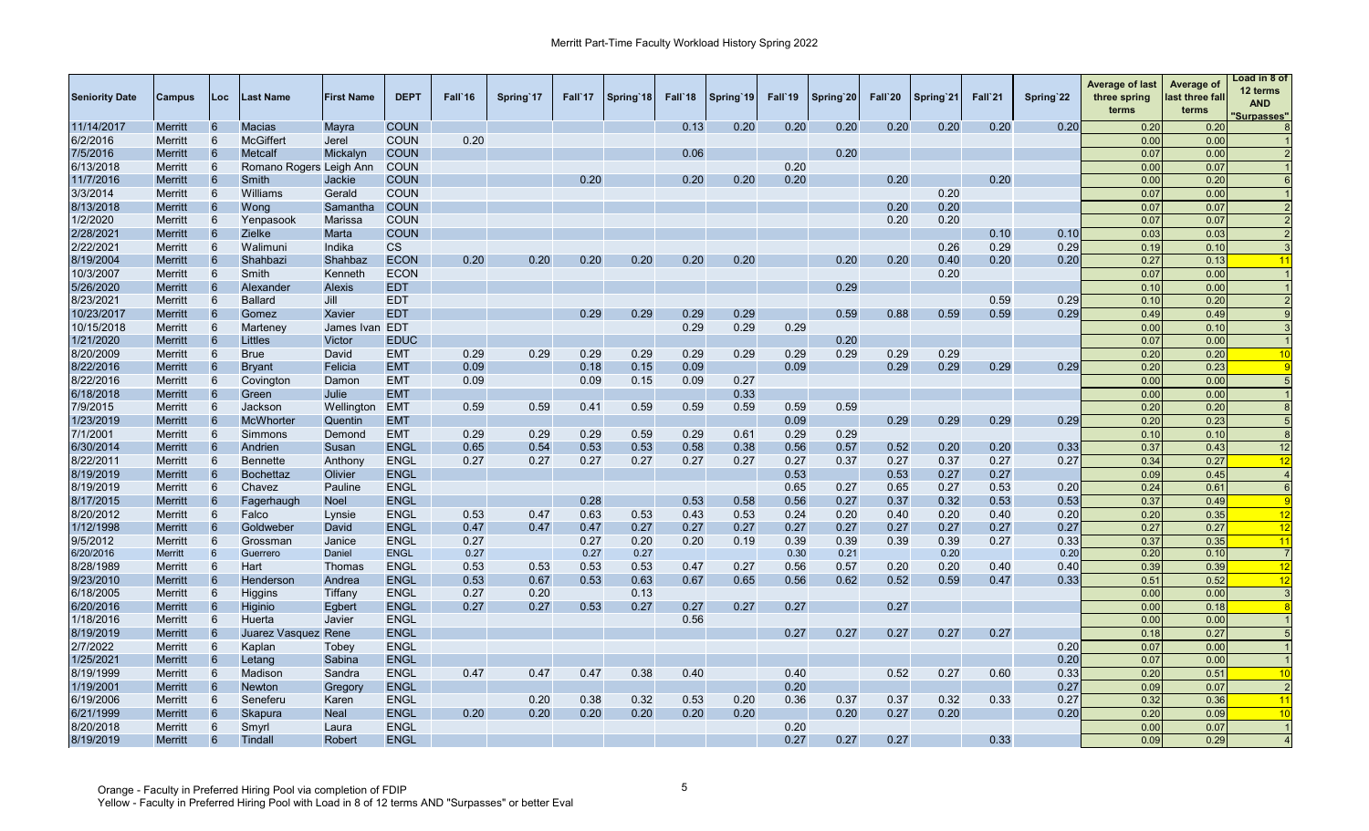# Merritt Part-Time Faculty Workload History Spring 2022

| Seniority Date | Campus | Loc | Last Name | First Name | DEPT | Fall`16 | Spring`17 | Fall`17 | Spring`18 | Fall`18 | Spring`19 | Fall`19 | Spring`20 | Fall`20 | Spring`21 | Fall`21 | Spring`22 | Average of last three spring terms | Average of last three fall terms | Load in 8 of 12 terms AND "Surpasses" |
|---|---|---|---|---|---|---|---|---|---|---|---|---|---|---|---|---|---|---|---|---|
| 11/14/2017 | Merritt | 6 | Macias | Mayra | COUN | | | | | 0.13 | 0.20 | 0.20 | 0.20 | 0.20 | 0.20 | 0.20 | 0.20 | 0.20 | 0.20 | 8 |
| 6/2/2016 | Merritt | 6 | McGiffert | Jerel | COUN | 0.20 | | | | | | | | | | | | 0.00 | 0.00 | 1 |
| 7/5/2016 | Merritt | 6 | Metcalf | Mickalyn | COUN | | | | | 0.06 | | | 0.20 | | | | | 0.07 | 0.00 | 2 |
| 6/13/2018 | Merritt | 6 | Romano Rogers | Leigh Ann | COUN | | | | | | | 0.20 | | | | | | 0.00 | 0.07 | 1 |
| 11/7/2016 | Merritt | 6 | Smith | Jackie | COUN | | | 0.20 | | 0.20 | 0.20 | 0.20 | | 0.20 | | 0.20 | | 0.00 | 0.20 | 6 |
| 3/3/2014 | Merritt | 6 | Williams | Gerald | COUN | | | | | | | | | | 0.20 | | | 0.07 | 0.00 | 1 |
| 8/13/2018 | Merritt | 6 | Wong | Samantha | COUN | | | | | | | | | 0.20 | 0.20 | | | 0.07 | 0.07 | 2 |
| 1/2/2020 | Merritt | 6 | Yenpasook | Marissa | COUN | | | | | | | | | 0.20 | 0.20 | | | 0.07 | 0.07 | 2 |
| 2/28/2021 | Merritt | 6 | Zielke | Marta | COUN | | | | | | | | | | | 0.10 | 0.10 | 0.03 | 0.03 | 2 |
| 2/22/2021 | Merritt | 6 | Walimuni | Indika | CS | | | | | | | | | | 0.26 | 0.29 | 0.29 | 0.19 | 0.10 | 3 |
| 8/19/2004 | Merritt | 6 | Shahbazi | Shahbaz | ECON | 0.20 | 0.20 | 0.20 | 0.20 | 0.20 | 0.20 | | 0.20 | 0.20 | 0.40 | 0.20 | 0.20 | 0.27 | 0.13 | 11 |
| 10/3/2007 | Merritt | 6 | Smith | Kenneth | ECON | | | | | | | | | | 0.20 | | | 0.07 | 0.00 | 1 |
| 5/26/2020 | Merritt | 6 | Alexander | Alexis | EDT | | | | | | | | 0.29 | | | | | 0.10 | 0.00 | 1 |
| 8/23/2021 | Merritt | 6 | Ballard | Jill | EDT | | | | | | | | | | | 0.59 | 0.29 | 0.10 | 0.20 | 2 |
| 10/23/2017 | Merritt | 6 | Gomez | Xavier | EDT | | | 0.29 | 0.29 | 0.29 | 0.29 | | 0.59 | 0.88 | 0.59 | 0.59 | 0.29 | 0.49 | 0.49 | 9 |
| 10/15/2018 | Merritt | 6 | Marteney | James Ivan | EDT | | | | | 0.29 | 0.29 | 0.29 | | | | | | 0.00 | 0.10 | 3 |
| 1/21/2020 | Merritt | 6 | Littles | Victor | EDUC | | | | | | | | 0.20 | | | | | 0.07 | 0.00 | 1 |
| 8/20/2009 | Merritt | 6 | Brue | David | EMT | 0.29 | 0.29 | 0.29 | 0.29 | 0.29 | 0.29 | 0.29 | 0.29 | 0.29 | 0.29 | | | 0.20 | 0.20 | 10 |
| 8/22/2016 | Merritt | 6 | Bryant | Felicia | EMT | 0.09 | | 0.18 | 0.15 | 0.09 | | 0.09 | | 0.29 | 0.29 | 0.29 | 0.29 | 0.20 | 0.23 | 9 |
| 8/22/2016 | Merritt | 6 | Covington | Damon | EMT | 0.09 | | 0.09 | 0.15 | 0.09 | 0.27 | | | | | | | 0.00 | 0.00 | 5 |
| 6/18/2018 | Merritt | 6 | Green | Julie | EMT | | | | | | 0.33 | | | | | | | 0.00 | 0.00 | 1 |
| 7/9/2015 | Merritt | 6 | Jackson | Wellington | EMT | 0.59 | 0.59 | 0.41 | 0.59 | 0.59 | 0.59 | 0.59 | 0.59 | | | | | 0.20 | 0.20 | 8 |
| 1/23/2019 | Merritt | 6 | McWhorter | Quentin | EMT | | | | | | | 0.09 | | 0.29 | 0.29 | 0.29 | 0.29 | 0.20 | 0.23 | 5 |
| 7/1/2001 | Merritt | 6 | Simmons | Demond | EMT | 0.29 | 0.29 | 0.29 | 0.59 | 0.29 | 0.61 | 0.29 | 0.29 | | | | | 0.10 | 0.10 | 8 |
| 6/30/2014 | Merritt | 6 | Andrien | Susan | ENGL | 0.65 | 0.54 | 0.53 | 0.53 | 0.58 | 0.38 | 0.56 | 0.57 | 0.52 | 0.20 | 0.20 | 0.33 | 0.37 | 0.43 | 12 |
| 8/22/2011 | Merritt | 6 | Bennette | Anthony | ENGL | 0.27 | 0.27 | 0.27 | 0.27 | 0.27 | 0.27 | 0.27 | 0.37 | 0.27 | 0.37 | 0.27 | 0.27 | 0.34 | 0.27 | 12 |
| 8/19/2019 | Merritt | 6 | Bochettaz | Olivier | ENGL | | | | | | | 0.53 | | 0.53 | 0.27 | 0.27 | | 0.09 | 0.45 | 4 |
| 8/19/2019 | Merritt | 6 | Chavez | Pauline | ENGL | | | | | | | 0.65 | 0.27 | 0.65 | 0.27 | 0.53 | 0.20 | 0.24 | 0.61 | 6 |
| 8/17/2015 | Merritt | 6 | Fagerhaugh | Noel | ENGL | | | 0.28 | | 0.53 | 0.58 | 0.56 | 0.27 | 0.37 | 0.32 | 0.53 | 0.53 | 0.37 | 0.49 | 9 |
| 8/20/2012 | Merritt | 6 | Falco | Lynsie | ENGL | 0.53 | 0.47 | 0.63 | 0.53 | 0.43 | 0.53 | 0.24 | 0.20 | 0.40 | 0.20 | 0.40 | 0.20 | 0.20 | 0.35 | 12 |
| 1/12/1998 | Merritt | 6 | Goldweber | David | ENGL | 0.47 | 0.47 | 0.47 | 0.27 | 0.27 | 0.27 | 0.27 | 0.27 | 0.27 | 0.27 | 0.27 | 0.27 | 0.27 | 0.27 | 12 |
| 9/5/2012 | Merritt | 6 | Grossman | Janice | ENGL | 0.27 | | 0.27 | 0.20 | 0.20 | 0.19 | 0.39 | 0.39 | 0.39 | 0.39 | 0.27 | 0.33 | 0.37 | 0.35 | 11 |
| 6/20/2016 | Merritt | 6 | Guerrero | Daniel | ENGL | 0.27 | | 0.27 | 0.27 | | | 0.30 | 0.21 | | 0.20 | | 0.20 | 0.20 | 0.10 | 7 |
| 8/28/1989 | Merritt | 6 | Hart | Thomas | ENGL | 0.53 | 0.53 | 0.53 | 0.53 | 0.47 | 0.27 | 0.56 | 0.57 | 0.20 | 0.20 | 0.40 | 0.40 | 0.39 | 0.39 | 12 |
| 9/23/2010 | Merritt | 6 | Henderson | Andrea | ENGL | 0.53 | 0.67 | 0.53 | 0.63 | 0.67 | 0.65 | 0.56 | 0.62 | 0.52 | 0.59 | 0.47 | 0.33 | 0.51 | 0.52 | 12 |
| 6/18/2005 | Merritt | 6 | Higgins | Tiffany | ENGL | 0.27 | 0.20 | | 0.13 | | | | | | | | | 0.00 | 0.00 | 3 |
| 6/20/2016 | Merritt | 6 | Higinio | Egbert | ENGL | 0.27 | 0.27 | 0.53 | 0.27 | 0.27 | 0.27 | 0.27 | | 0.27 | | | | 0.00 | 0.18 | 8 |
| 1/18/2016 | Merritt | 6 | Huerta | Javier | ENGL | | | | | 0.56 | | | | | | | | 0.00 | 0.00 | 1 |
| 8/19/2019 | Merritt | 6 | Juarez Vasquez | Rene | ENGL | | | | | | | 0.27 | 0.27 | 0.27 | 0.27 | 0.27 | | 0.18 | 0.27 | 5 |
| 2/7/2022 | Merritt | 6 | Kaplan | Tobey | ENGL | | | | | | | | | | | | 0.20 | 0.07 | 0.00 | 1 |
| 1/25/2021 | Merritt | 6 | Letang | Sabina | ENGL | | | | | | | | | | | | 0.20 | 0.07 | 0.00 | 1 |
| 8/19/1999 | Merritt | 6 | Madison | Sandra | ENGL | 0.47 | 0.47 | 0.47 | 0.38 | 0.40 | | 0.40 | | 0.52 | 0.27 | 0.60 | 0.33 | 0.20 | 0.51 | 10 |
| 1/19/2001 | Merritt | 6 | Newton | Gregory | ENGL | | | | | | | 0.20 | | | | | 0.27 | 0.09 | 0.07 | 2 |
| 6/19/2006 | Merritt | 6 | Seneferu | Karen | ENGL | | 0.20 | 0.38 | 0.32 | 0.53 | 0.20 | 0.36 | 0.37 | 0.37 | 0.32 | 0.33 | 0.27 | 0.32 | 0.36 | 11 |
| 6/21/1999 | Merritt | 6 | Skapura | Neal | ENGL | 0.20 | 0.20 | 0.20 | 0.20 | 0.20 | 0.20 | | 0.20 | 0.27 | 0.20 | | 0.20 | 0.20 | 0.09 | 10 |
| 8/20/2018 | Merritt | 6 | Smyrl | Laura | ENGL | | | | | | | 0.20 | | | | | | 0.00 | 0.07 | 1 |
| 8/19/2019 | Merritt | 6 | Tindall | Robert | ENGL | | | | | | | 0.27 | 0.27 | 0.27 | | 0.33 | | 0.09 | 0.29 | 4 |

Orange - Faculty in Preferred Hiring Pool via completion of FDIP
Yellow - Faculty in Preferred Hiring Pool with Load in 8 of 12 terms AND "Surpasses" or better Eval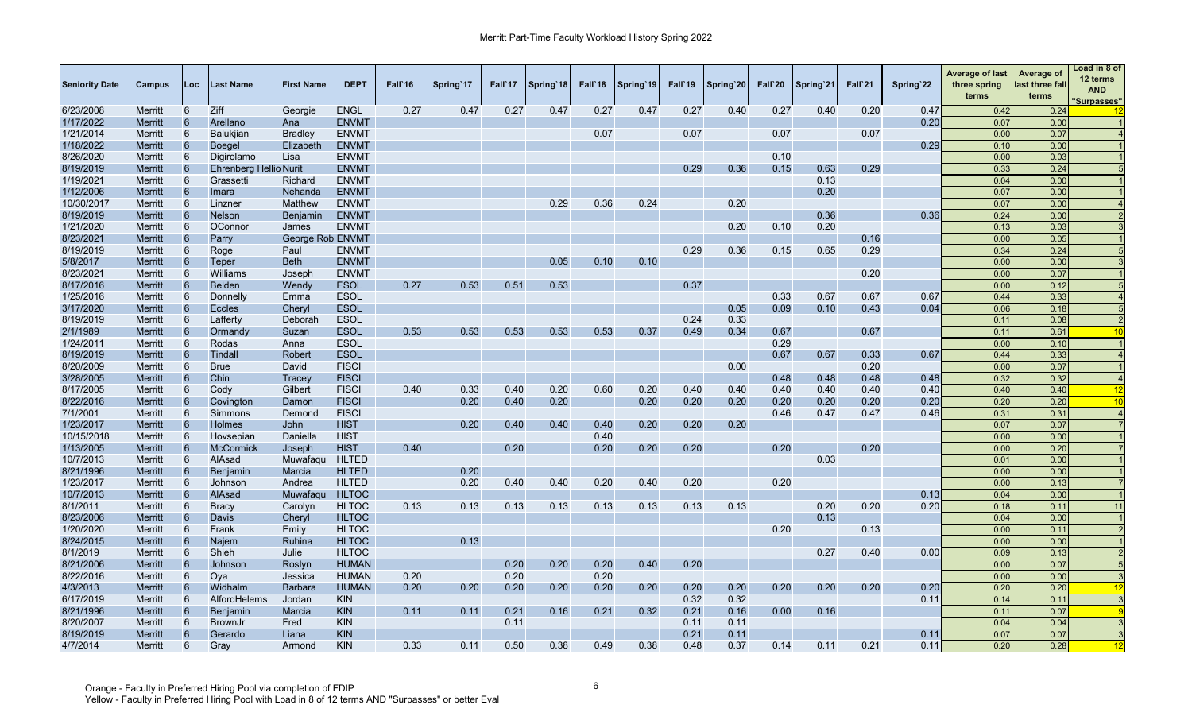# Merritt Part-Time Faculty Workload History Spring 2022

| Seniority Date | Campus | Loc | Last Name | First Name | DEPT | Fall`16 | Spring`17 | Fall`17 | Spring`18 | Fall`18 | Spring`19 | Fall`19 | Spring`20 | Fall`20 | Spring`21 | Fall`21 | Spring`22 | Average of last three spring terms | Average of last three fall terms | Load in 8 of 12 terms AND "Surpasses" |
|---|---|---|---|---|---|---|---|---|---|---|---|---|---|---|---|---|---|---|---|---|
| 6/23/2008 | Merritt | 6 | Ziff | Georgie | ENGL | 0.27 | 0.47 | 0.27 | 0.47 | 0.27 | 0.47 | 0.27 | 0.40 | 0.27 | 0.40 | 0.20 | 0.47 | 0.42 | 0.24 | 12 |
| 1/17/2022 | Merritt | 6 | Arellano | Ana | ENVMT | | | | | | | | | | | | 0.20 | 0.07 | 0.00 | 1 |
| 1/21/2014 | Merritt | 6 | Balukjian | Bradley | ENVMT | | | | | 0.07 | | 0.07 | | 0.07 | | 0.07 | | 0.00 | 0.07 | 4 |
| 1/18/2022 | Merritt | 6 | Boegel | Elizabeth | ENVMT | | | | | | | | | | | | 0.29 | 0.10 | 0.00 | 1 |
| 8/26/2020 | Merritt | 6 | Digirolamo | Lisa | ENVMT | | | | | | | | | 0.10 | | | | 0.00 | 0.03 | 1 |
| 8/19/2019 | Merritt | 6 | Ehrenberg Hellio | Nurit | ENVMT | | | | | | | 0.29 | 0.36 | 0.15 | 0.63 | 0.29 | | 0.33 | 0.24 | 5 |
| 1/19/2021 | Merritt | 6 | Grassetti | Richard | ENVMT | | | | | | | | | | 0.13 | | | 0.04 | 0.00 | 1 |
| 1/12/2006 | Merritt | 6 | Imara | Nehanda | ENVMT | | | | | | | | | | 0.20 | | | 0.07 | 0.00 | 1 |
| 10/30/2017 | Merritt | 6 | Linzner | Matthew | ENVMT | | | | 0.29 | 0.36 | 0.24 | | 0.20 | | | | | 0.07 | 0.00 | 4 |
| 8/19/2019 | Merritt | 6 | Nelson | Benjamin | ENVMT | | | | | | | | | | 0.36 | | 0.36 | 0.24 | 0.00 | 2 |
| 1/21/2020 | Merritt | 6 | OConnor | James | ENVMT | | | | | | | | 0.20 | 0.10 | 0.20 | | | 0.13 | 0.03 | 3 |
| 8/23/2021 | Merritt | 6 | Parry | George Rob | ENVMT | | | | | | | | | | | 0.16 | | 0.00 | 0.05 | 1 |
| 8/19/2019 | Merritt | 6 | Roge | Paul | ENVMT | | | | | | | 0.29 | 0.36 | 0.15 | 0.65 | 0.29 | | 0.34 | 0.24 | 5 |
| 5/8/2017 | Merritt | 6 | Teper | Beth | ENVMT | | | | 0.05 | 0.10 | 0.10 | | | | | | | 0.00 | 0.00 | 3 |
| 8/23/2021 | Merritt | 6 | Williams | Joseph | ENVMT | | | | | | | | | | | 0.20 | | 0.00 | 0.07 | 1 |
| 8/17/2016 | Merritt | 6 | Belden | Wendy | ESOL | 0.27 | 0.53 | 0.51 | 0.53 | | | 0.37 | | | | | | 0.00 | 0.12 | 5 |
| 1/25/2016 | Merritt | 6 | Donnelly | Emma | ESOL | | | | | | | | | 0.33 | 0.67 | 0.67 | 0.67 | 0.44 | 0.33 | 4 |
| 3/17/2020 | Merritt | 6 | Eccles | Cheryl | ESOL | | | | | | | | 0.05 | 0.09 | 0.10 | 0.43 | 0.04 | 0.06 | 0.18 | 5 |
| 8/19/2019 | Merritt | 6 | Lafferty | Deborah | ESOL | | | | | | | 0.24 | 0.33 | | | | | 0.11 | 0.08 | 2 |
| 2/1/1989 | Merritt | 6 | Ormandy | Suzan | ESOL | 0.53 | 0.53 | 0.53 | 0.53 | 0.53 | 0.37 | 0.49 | 0.34 | 0.67 | | 0.67 | | 0.11 | 0.61 | 10 |
| 1/24/2011 | Merritt | 6 | Rodas | Anna | ESOL | | | | | | | | | 0.29 | | | | 0.00 | 0.10 | 1 |
| 8/19/2019 | Merritt | 6 | Tindall | Robert | ESOL | | | | | | | | | 0.67 | 0.67 | 0.33 | 0.67 | 0.44 | 0.33 | 4 |
| 8/20/2009 | Merritt | 6 | Brue | David | FISCI | | | | | | | | 0.00 | | | 0.20 | | 0.00 | 0.07 | 1 |
| 3/28/2005 | Merritt | 6 | Chin | Tracey | FISCI | | | | | | | | | 0.48 | 0.48 | 0.48 | 0.48 | 0.32 | 0.32 | 4 |
| 8/17/2005 | Merritt | 6 | Cody | Gilbert | FISCI | 0.40 | 0.33 | 0.40 | 0.20 | 0.60 | 0.20 | 0.40 | 0.40 | 0.40 | 0.40 | 0.40 | 0.40 | 0.40 | 0.40 | 12 |
| 8/22/2016 | Merritt | 6 | Covington | Damon | FISCI | | 0.20 | 0.40 | 0.20 | | 0.20 | 0.20 | 0.20 | 0.20 | 0.20 | 0.20 | 0.20 | 0.20 | 0.20 | 10 |
| 7/1/2001 | Merritt | 6 | Simmons | Demond | FISCI | | | | | | | | | 0.46 | 0.47 | 0.47 | 0.46 | 0.31 | 0.31 | 4 |
| 1/23/2017 | Merritt | 6 | Holmes | John | HIST | | 0.20 | 0.40 | 0.40 | 0.40 | 0.20 | 0.20 | 0.20 | | | | | 0.07 | 0.07 | 7 |
| 10/15/2018 | Merritt | 6 | Hovsepian | Daniella | HIST | | | | | 0.40 | | | | | | | | 0.00 | 0.00 | 1 |
| 1/13/2005 | Merritt | 6 | McCormick | Joseph | HIST | 0.40 | | 0.20 | | 0.20 | 0.20 | 0.20 | | 0.20 | | 0.20 | | 0.00 | 0.20 | 7 |
| 10/7/2013 | Merritt | 6 | AlAsad | Muwafaqu | HLTED | | | | | | | | | | 0.03 | | | 0.01 | 0.00 | 1 |
| 8/21/1996 | Merritt | 6 | Benjamin | Marcia | HLTED | | 0.20 | | | | | | | | | | | 0.00 | 0.00 | 1 |
| 1/23/2017 | Merritt | 6 | Johnson | Andrea | HLTED | | 0.20 | 0.40 | 0.40 | 0.20 | 0.40 | 0.20 | | 0.20 | | | | 0.00 | 0.13 | 7 |
| 10/7/2013 | Merritt | 6 | AlAsad | Muwafaqu | HLTOC | | | | | | | | | | | | 0.13 | 0.04 | 0.00 | 1 |
| 8/1/2011 | Merritt | 6 | Bracy | Carolyn | HLTOC | 0.13 | 0.13 | 0.13 | 0.13 | 0.13 | 0.13 | 0.13 | 0.13 | | 0.20 | 0.20 | 0.20 | 0.18 | 0.11 | 11 |
| 8/23/2006 | Merritt | 6 | Davis | Cheryl | HLTOC | | | | | | | | | | 0.13 | | | 0.04 | 0.00 | 1 |
| 1/20/2020 | Merritt | 6 | Frank | Emily | HLTOC | | | | | | | | | 0.20 | | 0.13 | | 0.00 | 0.11 | 2 |
| 8/24/2015 | Merritt | 6 | Najem | Ruhina | HLTOC | | 0.13 | | | | | | | | | | | 0.00 | 0.00 | 1 |
| 8/1/2019 | Merritt | 6 | Shieh | Julie | HLTOC | | | | | | | | | | 0.27 | 0.40 | 0.00 | 0.09 | 0.13 | 2 |
| 8/21/2006 | Merritt | 6 | Johnson | Roslyn | HUMAN | | | 0.20 | 0.20 | 0.20 | 0.40 | 0.20 | | | | | | 0.00 | 0.07 | 5 |
| 8/22/2016 | Merritt | 6 | Oya | Jessica | HUMAN | 0.20 | | 0.20 | | 0.20 | | | | | | | | 0.00 | 0.00 | 3 |
| 4/3/2013 | Merritt | 6 | Widhalm | Barbara | HUMAN | 0.20 | 0.20 | 0.20 | 0.20 | 0.20 | 0.20 | 0.20 | 0.20 | 0.20 | 0.20 | 0.20 | 0.20 | 0.20 | 0.20 | 12 |
| 6/17/2019 | Merritt | 6 | AlfordHelems | Jordan | KIN | | | | | | | 0.32 | 0.32 | | | | 0.11 | 0.14 | 0.11 | 3 |
| 8/21/1996 | Merritt | 6 | Benjamin | Marcia | KIN | 0.11 | 0.11 | 0.21 | 0.16 | 0.21 | 0.32 | 0.21 | 0.16 | 0.00 | 0.16 | | | 0.11 | 0.07 | 9 |
| 8/20/2007 | Merritt | 6 | BrownJr | Fred | KIN | | | 0.11 | | | | 0.11 | 0.11 | | | | | 0.04 | 0.04 | 3 |
| 8/19/2019 | Merritt | 6 | Gerardo | Liana | KIN | | | | | | | 0.21 | 0.11 | | | | 0.11 | 0.07 | 0.07 | 3 |
| 4/7/2014 | Merritt | 6 | Gray | Armond | KIN | 0.33 | 0.11 | 0.50 | 0.38 | 0.49 | 0.38 | 0.48 | 0.37 | 0.14 | 0.11 | 0.21 | 0.11 | 0.20 | 0.28 | 12 |

Orange - Faculty in Preferred Hiring Pool via completion of FDIP
Yellow - Faculty in Preferred Hiring Pool with Load in 8 of 12 terms AND "Surpasses" or better Eval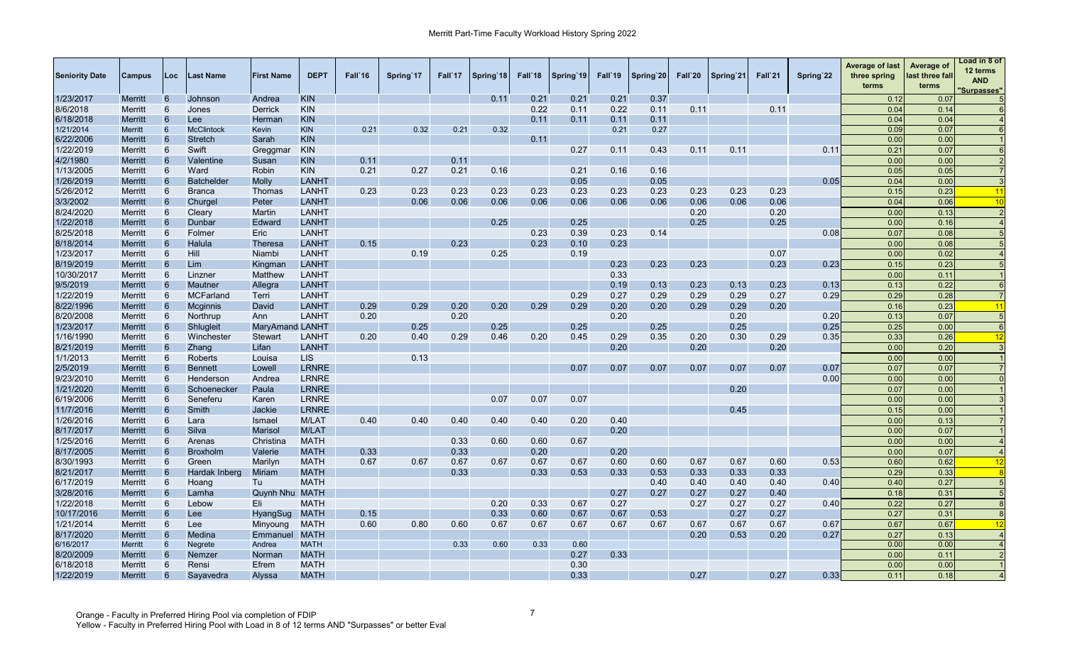# Merritt Part-Time Faculty Workload History Spring 2022

| Seniority Date | Campus | Loc | Last Name | First Name | DEPT | Fall`16 | Spring`17 | Fall`17 | Spring`18 | Fall`18 | Spring`19 | Fall`19 | Spring`20 | Fall`20 | Spring`21 | Fall`21 | Spring`22 | Average of last three spring terms | Average of last three fall terms | Load in 8 of 12 terms AND "Surpasses" |
|---|---|---|---|---|---|---|---|---|---|---|---|---|---|---|---|---|---|---|---|---|
| 1/23/2017 | Merritt | 6 | Johnson | Andrea | KIN | | | | 0.11 | 0.21 | 0.21 | 0.21 | 0.37 | | | | | 0.12 | 0.07 | 5 |
| 8/6/2018 | Merritt | 6 | Jones | Derrick | KIN | | | | | 0.22 | 0.11 | 0.22 | 0.11 | 0.11 | | 0.11 | | 0.04 | 0.14 | 6 |
| 6/18/2018 | Merritt | 6 | Lee | Herman | KIN | | | | | 0.11 | 0.11 | 0.11 | 0.11 | | | | | 0.04 | 0.04 | 4 |
| 1/21/2014 | Merritt | 6 | McClintock | Kevin | KIN | 0.21 | 0.32 | 0.21 | 0.32 | | | 0.21 | 0.27 | | | | | 0.09 | 0.07 | 6 |
| 6/22/2006 | Merritt | 6 | Stretch | Sarah | KIN | | | | | 0.11 | | | | | | | | 0.00 | 0.00 | 1 |
| 1/22/2019 | Merritt | 6 | Swift | Greggmar | KIN | | | | | | 0.27 | 0.11 | 0.43 | 0.11 | 0.11 | | 0.11 | 0.21 | 0.07 | 6 |
| 4/2/1980 | Merritt | 6 | Valentine | Susan | KIN | 0.11 | | 0.11 | | | | | | | | | | 0.00 | 0.00 | 2 |
| 1/13/2005 | Merritt | 6 | Ward | Robin | KIN | 0.21 | 0.27 | 0.21 | 0.16 | | 0.21 | 0.16 | 0.16 | | | | | 0.05 | 0.05 | 7 |
| 1/26/2019 | Merritt | 6 | Batchelder | Molly | LANHT | | | | | | 0.05 | | 0.05 | | | | 0.05 | 0.04 | 0.00 | 3 |
| 5/26/2012 | Merritt | 6 | Branca | Thomas | LANHT | 0.23 | 0.23 | 0.23 | 0.23 | 0.23 | 0.23 | 0.23 | 0.23 | 0.23 | 0.23 | 0.23 | | 0.15 | 0.23 | 11 |
| 3/3/2002 | Merritt | 6 | Churgel | Peter | LANHT | | 0.06 | 0.06 | 0.06 | 0.06 | 0.06 | 0.06 | 0.06 | 0.06 | 0.06 | 0.06 | | 0.04 | 0.06 | 10 |
| 8/24/2020 | Merritt | 6 | Cleary | Martin | LANHT | | | | | | | | | 0.20 | | 0.20 | | 0.00 | 0.13 | 2 |
| 1/22/2018 | Merritt | 6 | Dunbar | Edward | LANHT | | | | 0.25 | | 0.25 | | | 0.25 | | 0.25 | | 0.00 | 0.16 | 4 |
| 8/25/2018 | Merritt | 6 | Folmer | Eric | LANHT | | | | | 0.23 | 0.39 | 0.23 | 0.14 | | | | 0.08 | 0.07 | 0.08 | 5 |
| 8/18/2014 | Merritt | 6 | Halula | Theresa | LANHT | 0.15 | | 0.23 | | 0.23 | 0.10 | 0.23 | | | | | | 0.00 | 0.08 | 5 |
| 1/23/2017 | Merritt | 6 | Hill | Niambi | LANHT | | 0.19 | | 0.25 | | 0.19 | | | | | 0.07 | | 0.00 | 0.02 | 4 |
| 8/19/2019 | Merritt | 6 | Lim | Kingman | LANHT | | | | | | | 0.23 | 0.23 | 0.23 | | 0.23 | 0.23 | 0.15 | 0.23 | 5 |
| 10/30/2017 | Merritt | 6 | Linzner | Matthew | LANHT | | | | | | | 0.33 | | | | | | 0.00 | 0.11 | 1 |
| 9/5/2019 | Merritt | 6 | Mautner | Allegra | LANHT | | | | | | | 0.19 | 0.13 | 0.23 | 0.13 | 0.23 | 0.13 | 0.13 | 0.22 | 6 |
| 1/22/2019 | Merritt | 6 | MCFarland | Terri | LANHT | | | | | | 0.29 | 0.27 | 0.29 | 0.29 | 0.29 | 0.27 | 0.29 | 0.29 | 0.28 | 7 |
| 8/22/1996 | Merritt | 6 | Mcginnis | David | LANHT | 0.29 | 0.29 | 0.20 | 0.20 | 0.29 | 0.29 | 0.20 | 0.20 | 0.29 | 0.29 | 0.20 | | 0.16 | 0.23 | 11 |
| 8/20/2008 | Merritt | 6 | Northrup | Ann | LANHT | 0.20 | | 0.20 | | | | 0.20 | | | 0.20 | | 0.20 | 0.13 | 0.07 | 5 |
| 1/23/2017 | Merritt | 6 | Shlugleit | MaryAmanda | LANHT | | 0.25 | | 0.25 | | 0.25 | | 0.25 | | 0.25 | | 0.25 | 0.25 | 0.00 | 6 |
| 1/16/1990 | Merritt | 6 | Winchester | Stewart | LANHT | 0.20 | 0.40 | 0.29 | 0.46 | 0.20 | 0.45 | 0.29 | 0.35 | 0.20 | 0.30 | 0.29 | 0.35 | 0.33 | 0.26 | 12 |
| 8/21/2019 | Merritt | 6 | Zhang | Lifan | LANHT | | | | | | | 0.20 | | 0.20 | | 0.20 | | 0.00 | 0.20 | 3 |
| 1/1/2013 | Merritt | 6 | Roberts | Louisa | LIS | | 0.13 | | | | | | | | | | | 0.00 | 0.00 | 1 |
| 2/5/2019 | Merritt | 6 | Bennett | Lowell | LRNRE | | | | | | 0.07 | 0.07 | 0.07 | 0.07 | 0.07 | 0.07 | 0.07 | 0.07 | 0.07 | 7 |
| 9/23/2010 | Merritt | 6 | Henderson | Andrea | LRNRE | | | | | | | | | | | | 0.00 | 0.00 | 0.00 | 0 |
| 1/21/2020 | Merritt | 6 | Schoenecker | Paula | LRNRE | | | | | | | | | | 0.20 | | | 0.07 | 0.00 | 1 |
| 6/19/2006 | Merritt | 6 | Seneferu | Karen | LRNRE | | | | 0.07 | 0.07 | 0.07 | | | | | | | 0.00 | 0.00 | 3 |
| 11/7/2016 | Merritt | 6 | Smith | Jackie | LRNRE | | | | | | | | | | 0.45 | | | 0.15 | 0.00 | 1 |
| 1/26/2016 | Merritt | 6 | Lara | Ismael | M/LAT | 0.40 | 0.40 | 0.40 | 0.40 | 0.40 | 0.20 | 0.40 | | | | | | 0.00 | 0.13 | 7 |
| 8/17/2017 | Merritt | 6 | Silva | Marisol | M/LAT | | | | | | | 0.20 | | | | | | 0.00 | 0.07 | 1 |
| 1/25/2016 | Merritt | 6 | Arenas | Christina | MATH | | | 0.33 | 0.60 | 0.60 | 0.67 | | | | | | | 0.00 | 0.00 | 4 |
| 8/17/2005 | Merritt | 6 | Broxholm | Valerie | MATH | 0.33 | | 0.33 | | 0.20 | | 0.20 | | | | | | 0.00 | 0.07 | 4 |
| 8/30/1993 | Merritt | 6 | Green | Marilyn | MATH | 0.67 | 0.67 | 0.67 | 0.67 | 0.67 | 0.67 | 0.60 | 0.60 | 0.67 | 0.67 | 0.60 | 0.53 | 0.60 | 0.62 | 12 |
| 8/21/2017 | Merritt | 6 | Hardak Inberg | Miriam | MATH | | | 0.33 | | 0.33 | 0.53 | 0.33 | 0.53 | 0.33 | 0.33 | 0.33 | | 0.29 | 0.33 | 8 |
| 6/17/2019 | Merritt | 6 | Hoang | Tu | MATH | | | | | | | | 0.40 | 0.40 | 0.40 | 0.40 | 0.40 | 0.40 | 0.27 | 5 |
| 3/28/2016 | Merritt | 6 | Lamha | Quynh Nhu | MATH | | | | | | | 0.27 | 0.27 | 0.27 | 0.27 | 0.40 | | 0.18 | 0.31 | 5 |
| 1/22/2018 | Merritt | 6 | Lebow | Eli | MATH | | | | 0.20 | 0.33 | 0.67 | 0.27 | | 0.27 | 0.27 | 0.27 | 0.40 | 0.22 | 0.27 | 8 |
| 10/17/2016 | Merritt | 6 | Lee | HyangSug | MATH | 0.15 | | | 0.33 | 0.60 | 0.67 | 0.67 | 0.53 | | 0.27 | 0.27 | | 0.27 | 0.31 | 8 |
| 1/21/2014 | Merritt | 6 | Lee | Minyoung | MATH | 0.60 | 0.80 | 0.60 | 0.67 | 0.67 | 0.67 | 0.67 | 0.67 | 0.67 | 0.67 | 0.67 | 0.67 | 0.67 | 0.67 | 12 |
| 8/17/2020 | Merritt | 6 | Medina | Emmanuel | MATH | | | | | | | | | 0.20 | 0.53 | 0.20 | 0.27 | 0.27 | 0.13 | 4 |
| 6/16/2017 | Merritt | 6 | Negrete | Andrea | MATH | | | 0.33 | 0.60 | 0.33 | 0.60 | | | | | | | 0.00 | 0.00 | 4 |
| 8/20/2009 | Merritt | 6 | Nemzer | Norman | MATH | | | | | | 0.27 | 0.33 | | | | | | 0.00 | 0.11 | 2 |
| 6/18/2018 | Merritt | 6 | Rensi | Efrem | MATH | | | | | | 0.30 | | | | | | | 0.00 | 0.00 | 1 |
| 1/22/2019 | Merritt | 6 | Sayavedra | Alyssa | MATH | | | | | | 0.33 | | | 0.27 | | 0.27 | 0.33 | 0.11 | 0.18 | 4 |

Orange - Faculty in Preferred Hiring Pool via completion of FDIP
Yellow - Faculty in Preferred Hiring Pool with Load in 8 of 12 terms AND "Surpasses" or better Eval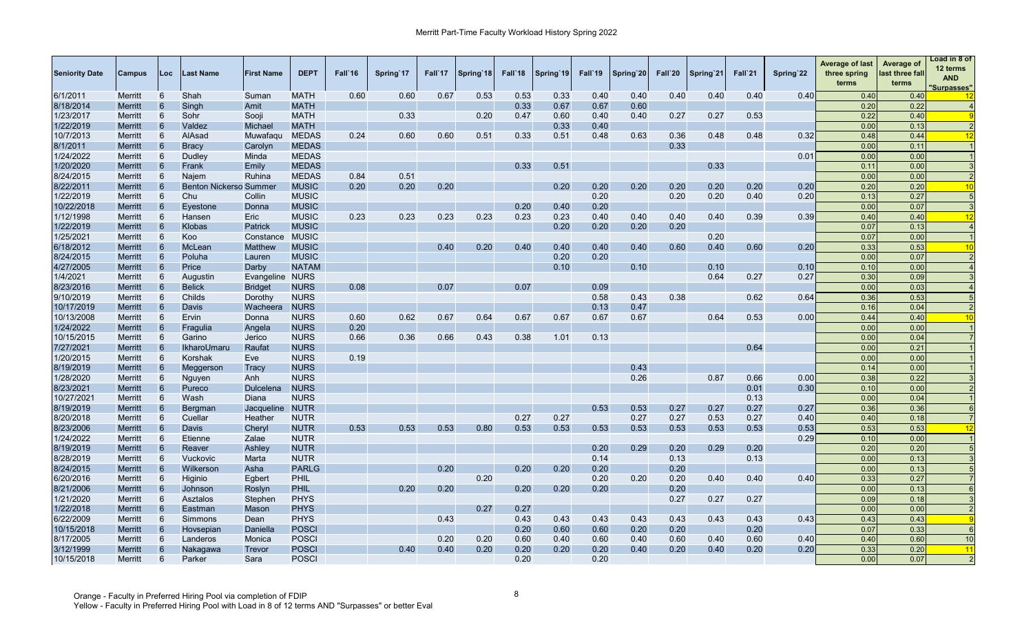# Merritt Part-Time Faculty Workload History Spring 2022

| Seniority Date | Campus | Loc | Last Name | First Name | DEPT | Fall`16 | Spring`17 | Fall`17 | Spring`18 | Fall`18 | Spring`19 | Fall`19 | Spring`20 | Fall`20 | Spring`21 | Fall`21 | Spring`22 | Average of last three spring terms | Average of last three fall terms | Load in 8 of 12 terms AND "Surpasses" |
|---|---|---|---|---|---|---|---|---|---|---|---|---|---|---|---|---|---|---|---|---|
| 6/1/2011 | Merritt | 6 | Shah | Suman | MATH | 0.60 | 0.60 | 0.67 | 0.53 | 0.53 | 0.33 | 0.40 | 0.40 | 0.40 | 0.40 | 0.40 | 0.40 | 0.40 | 0.40 | 12 |
| 8/18/2014 | Merritt | 6 | Singh | Amit | MATH | | | | | 0.33 | 0.67 | 0.67 | 0.60 | | | | | 0.20 | 0.22 | 4 |
| 1/23/2017 | Merritt | 6 | Sohr | Sooji | MATH | | 0.33 | | 0.20 | 0.47 | 0.60 | 0.40 | 0.40 | 0.27 | 0.27 | 0.53 | | 0.22 | 0.40 | 9 |
| 1/22/2019 | Merritt | 6 | Valdez | Michael | MATH | | | | | | 0.33 | 0.40 | | | | | | 0.00 | 0.13 | 2 |
| 10/7/2013 | Merritt | 6 | AlAsad | Muwafaqu | MEDAS | 0.24 | 0.60 | 0.60 | 0.51 | 0.33 | 0.51 | 0.48 | 0.63 | 0.36 | 0.48 | 0.48 | 0.32 | 0.48 | 0.44 | 12 |
| 8/1/2011 | Merritt | 6 | Bracy | Carolyn | MEDAS | | | | | | | | | 0.33 | | | | 0.00 | 0.11 | 1 |
| 1/24/2022 | Merritt | 6 | Dudley | Minda | MEDAS | | | | | | | | | | | | 0.01 | 0.00 | 0.00 | 1 |
| 1/20/2020 | Merritt | 6 | Frank | Emily | MEDAS | | | | | 0.33 | 0.51 | | | | 0.33 | | | 0.11 | 0.00 | 3 |
| 8/24/2015 | Merritt | 6 | Najem | Ruhina | MEDAS | 0.84 | 0.51 | | | | | | | | | | | 0.00 | 0.00 | 2 |
| 8/22/2011 | Merritt | 6 | Benton Nickerso | Summer | MUSIC | 0.20 | 0.20 | 0.20 | | | 0.20 | 0.20 | 0.20 | 0.20 | 0.20 | 0.20 | 0.20 | 0.20 | 0.20 | 10 |
| 1/22/2019 | Merritt | 6 | Chu | Collin | MUSIC | | | | | | | 0.20 | | 0.20 | 0.20 | 0.40 | 0.20 | 0.13 | 0.27 | 5 |
| 10/22/2018 | Merritt | 6 | Eyestone | Donna | MUSIC | | | | | 0.20 | 0.40 | 0.20 | | | | | | 0.00 | 0.07 | 3 |
| 1/12/1998 | Merritt | 6 | Hansen | Eric | MUSIC | 0.23 | 0.23 | 0.23 | 0.23 | 0.23 | 0.23 | 0.40 | 0.40 | 0.40 | 0.40 | 0.39 | 0.39 | 0.40 | 0.40 | 12 |
| 1/22/2019 | Merritt | 6 | Klobas | Patrick | MUSIC | | | | | | 0.20 | 0.20 | 0.20 | 0.20 | | | | 0.07 | 0.13 | 4 |
| 1/25/2021 | Merritt | 6 | Koo | Constance | MUSIC | | | | | | | | | | 0.20 | | | 0.07 | 0.00 | 1 |
| 6/18/2012 | Merritt | 6 | McLean | Matthew | MUSIC | | | 0.40 | 0.20 | 0.40 | 0.40 | 0.40 | 0.40 | 0.60 | 0.40 | 0.60 | 0.20 | 0.33 | 0.53 | 10 |
| 8/24/2015 | Merritt | 6 | Poluha | Lauren | MUSIC | | | | | | 0.20 | 0.20 | | | | | | 0.00 | 0.07 | 2 |
| 4/27/2005 | Merritt | 6 | Price | Darby | NATAM | | | | | | 0.10 | | 0.10 | | 0.10 | | 0.10 | 0.10 | 0.00 | 4 |
| 1/4/2021 | Merritt | 6 | Augustin | Evangeline | NURS | | | | | | | | | | 0.64 | 0.27 | 0.27 | 0.30 | 0.09 | 3 |
| 8/23/2016 | Merritt | 6 | Belick | Bridget | NURS | 0.08 | | 0.07 | | 0.07 | | 0.09 | | | | | | 0.00 | 0.03 | 4 |
| 9/10/2019 | Merritt | 6 | Childs | Dorothy | NURS | | | | | | | 0.58 | 0.43 | 0.38 | | 0.62 | 0.64 | 0.36 | 0.53 | 5 |
| 10/17/2019 | Merritt | 6 | Davis | Wacheera | NURS | | | | | | | 0.13 | 0.47 | | | | | 0.16 | 0.04 | 2 |
| 10/13/2008 | Merritt | 6 | Ervin | Donna | NURS | 0.60 | 0.62 | 0.67 | 0.64 | 0.67 | 0.67 | 0.67 | 0.67 | | 0.64 | 0.53 | 0.00 | 0.44 | 0.40 | 10 |
| 1/24/2022 | Merritt | 6 | Fragulia | Angela | NURS | 0.20 | | | | | | | | | | | | 0.00 | 0.00 | 1 |
| 10/15/2015 | Merritt | 6 | Garino | Jerico | NURS | 0.66 | 0.36 | 0.66 | 0.43 | 0.38 | 1.01 | 0.13 | | | | | | 0.00 | 0.04 | 7 |
| 7/27/2021 | Merritt | 6 | IkharoUmaru | Raufat | NURS | | | | | | | | | | | 0.64 | | 0.00 | 0.21 | 1 |
| 1/20/2015 | Merritt | 6 | Korshak | Eve | NURS | 0.19 | | | | | | | | | | | | 0.00 | 0.00 | 1 |
| 8/19/2019 | Merritt | 6 | Meggerson | Tracy | NURS | | | | | | | | 0.43 | | | | | 0.14 | 0.00 | 1 |
| 1/28/2020 | Merritt | 6 | Nguyen | Anh | NURS | | | | | | | | 0.26 | | 0.87 | 0.66 | 0.00 | 0.38 | 0.22 | 3 |
| 8/23/2021 | Merritt | 6 | Pureco | Dulcelena | NURS | | | | | | | | | | | 0.01 | 0.30 | 0.10 | 0.00 | 2 |
| 10/27/2021 | Merritt | 6 | Wash | Diana | NURS | | | | | | | | | | | 0.13 | | 0.00 | 0.04 | 1 |
| 8/19/2019 | Merritt | 6 | Bergman | Jacqueline | NUTR | | | | | | | 0.53 | 0.53 | 0.27 | 0.27 | 0.27 | 0.27 | 0.36 | 0.36 | 6 |
| 8/20/2018 | Merritt | 6 | Cuellar | Heather | NUTR | | | | | 0.27 | 0.27 | | 0.27 | 0.27 | 0.53 | 0.27 | 0.40 | 0.40 | 0.18 | 7 |
| 8/23/2006 | Merritt | 6 | Davis | Cheryl | NUTR | 0.53 | 0.53 | 0.53 | 0.80 | 0.53 | 0.53 | 0.53 | 0.53 | 0.53 | 0.53 | 0.53 | 0.53 | 0.53 | 0.53 | 12 |
| 1/24/2022 | Merritt | 6 | Etienne | Zalae | NUTR | | | | | | | | | | | | 0.29 | 0.10 | 0.00 | 1 |
| 8/19/2019 | Merritt | 6 | Reaver | Ashley | NUTR | | | | | | | 0.20 | 0.29 | 0.20 | 0.29 | 0.20 | | 0.20 | 0.20 | 5 |
| 8/28/2019 | Merritt | 6 | Vuckovic | Marta | NUTR | | | | | | | 0.14 | | 0.13 | | 0.13 | | 0.00 | 0.13 | 3 |
| 8/24/2015 | Merritt | 6 | Wilkerson | Asha | PARLG | | | 0.20 | | 0.20 | 0.20 | 0.20 | | 0.20 | | | | 0.00 | 0.13 | 5 |
| 6/20/2016 | Merritt | 6 | Higinio | Egbert | PHIL | | | | 0.20 | | | 0.20 | 0.20 | 0.20 | 0.40 | 0.40 | 0.40 | 0.33 | 0.27 | 7 |
| 8/21/2006 | Merritt | 6 | Johnson | Roslyn | PHIL | | 0.20 | 0.20 | | 0.20 | 0.20 | 0.20 | | 0.20 | | | | 0.00 | 0.13 | 6 |
| 1/21/2020 | Merritt | 6 | Asztalos | Stephen | PHYS | | | | | | | | | 0.27 | 0.27 | 0.27 | | 0.09 | 0.18 | 3 |
| 1/22/2018 | Merritt | 6 | Eastman | Mason | PHYS | | | | 0.27 | 0.27 | | | | | | | | 0.00 | 0.00 | 2 |
| 6/22/2009 | Merritt | 6 | Simmons | Dean | PHYS | | | 0.43 | | 0.43 | 0.43 | 0.43 | 0.43 | 0.43 | 0.43 | 0.43 | 0.43 | 0.43 | 0.43 | 9 |
| 10/15/2018 | Merritt | 6 | Hovsepian | Daniella | POSCI | | | | | 0.20 | 0.60 | 0.60 | 0.20 | 0.20 | | 0.20 | | 0.07 | 0.33 | 6 |
| 8/17/2005 | Merritt | 6 | Landeros | Monica | POSCI | | | 0.20 | 0.20 | 0.60 | 0.40 | 0.60 | 0.40 | 0.60 | 0.40 | 0.60 | 0.40 | 0.40 | 0.60 | 10 |
| 3/12/1999 | Merritt | 6 | Nakagawa | Trevor | POSCI | | 0.40 | 0.40 | 0.20 | 0.20 | 0.20 | 0.20 | 0.40 | 0.20 | 0.40 | 0.20 | 0.20 | 0.33 | 0.20 | 11 |
| 10/15/2018 | Merritt | 6 | Parker | Sara | POSCI | | | | | 0.20 | | 0.20 | | | | | | 0.00 | 0.07 | 2 |

Orange - Faculty in Preferred Hiring Pool via completion of FDIP
Yellow - Faculty in Preferred Hiring Pool with Load in 8 of 12 terms AND "Surpasses" or better Eval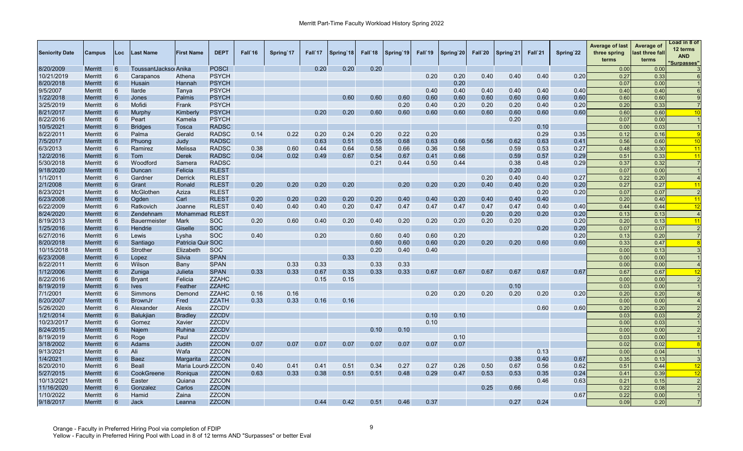# Merritt Part-Time Faculty Workload History Spring 2022

| Seniority Date | Campus | Loc | Last Name | First Name | DEPT | Fall`16 | Spring`17 | Fall`17 | Spring`18 | Fall`18 | Spring`19 | Fall`19 | Spring`20 | Fall`20 | Spring`21 | Fall`21 | Spring`22 | Average of last three spring terms | Average of last three fall terms | Load in 8 of 12 terms AND "Surpasses" |
|---|---|---|---|---|---|---|---|---|---|---|---|---|---|---|---|---|---|---|---|---|
| 8/20/2009 | Merritt | 6 | ToussantJackson | Anika | POSCI | | | 0.20 | 0.20 | 0.20 | | | | | | | | 0.00 | 0.00 | 3 |
| 10/21/2019 | Merritt | 6 | Carapanos | Athena | PSYCH | | | | | | | 0.20 | 0.20 | 0.40 | 0.40 | 0.40 | 0.20 | 0.27 | 0.33 | 6 |
| 8/20/2018 | Merritt | 6 | Husain | Hannah | PSYCH | | | | | | | | 0.20 | | | | | 0.07 | 0.00 | 1 |
| 9/5/2007 | Merritt | 6 | Ilarde | Tanya | PSYCH | | | | | | | 0.40 | 0.40 | 0.40 | 0.40 | 0.40 | 0.40 | 0.40 | 0.40 | 6 |
| 1/22/2018 | Merritt | 6 | Jones | Palmis | PSYCH | | | | 0.60 | 0.60 | 0.60 | 0.60 | 0.60 | 0.60 | 0.60 | 0.60 | 0.60 | 0.60 | 0.60 | 9 |
| 3/25/2019 | Merritt | 6 | Mofidi | Frank | PSYCH | | | | | | 0.20 | 0.40 | 0.20 | 0.20 | 0.20 | 0.40 | 0.20 | 0.20 | 0.33 | 7 |
| 8/21/2017 | Merritt | 6 | Murphy | Kimberly | PSYCH | | | 0.20 | 0.20 | 0.60 | 0.60 | 0.60 | 0.60 | 0.60 | 0.60 | 0.60 | 0.60 | 0.60 | 0.60 | 10 |
| 8/22/2016 | Merritt | 6 | Peart | Kamela | PSYCH | | | | | | | | | | 0.20 | | | 0.07 | 0.00 | 1 |
| 10/5/2021 | Merritt | 6 | Bridges | Tosca | RADSC | | | | | | | | | | | 0.10 | | 0.00 | 0.03 | 1 |
| 8/22/2011 | Merritt | 6 | Palma | Gerald | RADSC | 0.14 | 0.22 | 0.20 | 0.24 | 0.20 | 0.22 | 0.20 | | | | 0.29 | 0.35 | 0.12 | 0.16 | 9 |
| 7/5/2017 | Merritt | 6 | Phuong | Judy | RADSC | | | 0.63 | 0.51 | 0.55 | 0.68 | 0.63 | 0.66 | 0.56 | 0.62 | 0.63 | 0.41 | 0.56 | 0.60 | 10 |
| 6/3/2013 | Merritt | 6 | Ramirez | Melissa | RADSC | 0.38 | 0.60 | 0.44 | 0.64 | 0.58 | 0.66 | 0.36 | 0.58 | | 0.59 | 0.53 | 0.27 | 0.48 | 0.30 | 11 |
| 12/2/2016 | Merritt | 6 | Tom | Derek | RADSC | 0.04 | 0.02 | 0.49 | 0.67 | 0.54 | 0.67 | 0.41 | 0.66 | | 0.59 | 0.57 | 0.29 | 0.51 | 0.33 | 11 |
| 5/30/2018 | Merritt | 6 | Woodford | Samera | RADSC | | | | | 0.21 | 0.44 | 0.50 | 0.44 | | 0.38 | 0.48 | 0.29 | 0.37 | 0.32 | 7 |
| 9/18/2020 | Merritt | 6 | Duncan | Felicia | RLEST | | | | | | | | | | 0.20 | | | 0.07 | 0.00 | 1 |
| 1/1/2011 | Merritt | 6 | Gardner | Derrick | RLEST | | | | | | | | | 0.20 | 0.40 | 0.40 | 0.27 | 0.22 | 0.20 | 4 |
| 2/1/2008 | Merritt | 6 | Grant | Ronald | RLEST | 0.20 | 0.20 | 0.20 | 0.20 | | 0.20 | 0.20 | 0.20 | 0.40 | 0.40 | 0.20 | 0.20 | 0.27 | 0.27 | 11 |
| 8/23/2021 | Merritt | 6 | McGlothen | Aziza | RLEST | | | | | | | | | | | 0.20 | 0.20 | 0.07 | 0.07 | 2 |
| 6/23/2008 | Merritt | 6 | Ogden | Carl | RLEST | 0.20 | 0.20 | 0.20 | 0.20 | 0.20 | 0.40 | 0.40 | 0.20 | 0.40 | 0.40 | 0.40 | | 0.20 | 0.40 | 11 |
| 6/22/2009 | Merritt | 6 | Ratkovich | Joanne | RLEST | 0.40 | 0.40 | 0.40 | 0.20 | 0.47 | 0.47 | 0.47 | 0.47 | 0.47 | 0.47 | 0.40 | 0.40 | 0.44 | 0.44 | 12 |
| 8/24/2020 | Merritt | 6 | Zendehnam | Mohammad | RLEST | | | | | | | | | 0.20 | 0.20 | 0.20 | 0.20 | 0.13 | 0.13 | 4 |
| 8/19/2013 | Merritt | 6 | Bauermeister | Mark | SOC | 0.20 | 0.60 | 0.40 | 0.20 | 0.40 | 0.20 | 0.20 | 0.20 | 0.20 | 0.20 | | 0.20 | 0.20 | 0.13 | 11 |
| 1/25/2016 | Merritt | 6 | Hendrie | Giselle | SOC | | | | | | | | | | | 0.20 | 0.20 | 0.07 | 0.07 | 2 |
| 6/27/2016 | Merritt | 6 | Lewis | Lysha | SOC | 0.40 | | 0.20 | | 0.60 | 0.40 | 0.60 | 0.20 | | | | 0.20 | 0.13 | 0.20 | 7 |
| 8/20/2018 | Merritt | 6 | Santiago | Patricia Quir | SOC | | | | | 0.60 | 0.60 | 0.60 | 0.20 | 0.20 | 0.20 | 0.60 | 0.60 | 0.33 | 0.47 | 8 |
| 10/15/2018 | Merritt | 6 | Strother | Elizabeth | SOC | | | | | 0.20 | 0.40 | 0.40 | | | | | | 0.00 | 0.13 | 3 |
| 6/23/2008 | Merritt | 6 | Lopez | Silvia | SPAN | | | | 0.33 | | | | | | | | | 0.00 | 0.00 | 1 |
| 8/22/2011 | Merritt | 6 | Wilson | Bany | SPAN | | 0.33 | 0.33 | | 0.33 | 0.33 | | | | | | | 0.00 | 0.00 | 4 |
| 1/12/2006 | Merritt | 6 | Zuniga | Julieta | SPAN | 0.33 | 0.33 | 0.67 | 0.33 | 0.33 | 0.33 | 0.67 | 0.67 | 0.67 | 0.67 | 0.67 | 0.67 | 0.67 | 0.67 | 12 |
| 8/22/2016 | Merritt | 6 | Bryant | Felicia | ZZAHC | | | 0.15 | 0.15 | | | | | | | | | 0.00 | 0.00 | 2 |
| 8/19/2019 | Merritt | 6 | Ives | Feather | ZZAHC | | | | | | | | | | 0.10 | | | 0.03 | 0.00 | 1 |
| 7/1/2001 | Merritt | 6 | Simmons | Demond | ZZAHC | 0.16 | 0.16 | | | | | 0.20 | 0.20 | 0.20 | 0.20 | 0.20 | 0.20 | 0.20 | 0.20 | 8 |
| 8/20/2007 | Merritt | 6 | BrownJr | Fred | ZZATH | 0.33 | 0.33 | 0.16 | 0.16 | | | | | | | | | 0.00 | 0.00 | 4 |
| 5/26/2020 | Merritt | 6 | Alexander | Alexis | ZZCDV | | | | | | | | | | | 0.60 | 0.60 | 0.20 | 0.20 | 2 |
| 1/21/2014 | Merritt | 6 | Balukjian | Bradley | ZZCDV | | | | | | | 0.10 | 0.10 | | | | | 0.03 | 0.03 | 2 |
| 10/23/2017 | Merritt | 6 | Gomez | Xavier | ZZCDV | | | | | | | 0.10 | | | | | | 0.00 | 0.03 | 1 |
| 8/24/2015 | Merritt | 6 | Najem | Ruhina | ZZCDV | | | | | 0.10 | 0.10 | | | | | | | 0.00 | 0.00 | 2 |
| 8/19/2019 | Merritt | 6 | Roge | Paul | ZZCDV | | | | | | | | 0.10 | | | | | 0.03 | 0.00 | 1 |
| 3/18/2002 | Merritt | 6 | Adams | Judith | ZZCON | 0.07 | 0.07 | 0.07 | 0.07 | 0.07 | 0.07 | 0.07 | 0.07 | | | | | 0.02 | 0.02 | 8 |
| 9/13/2021 | Merritt | 6 | Ali | Wafa | ZZCON | | | | | | | | | | | 0.13 | | 0.00 | 0.04 | 1 |
| 1/4/2021 | Merritt | 6 | Baez | Margarita | ZZCON | | | | | | | | | | 0.38 | 0.40 | 0.67 | 0.35 | 0.13 | 3 |
| 8/20/2010 | Merritt | 6 | Beall | Maria Lourd | ZZCON | 0.40 | 0.41 | 0.41 | 0.51 | 0.34 | 0.27 | 0.27 | 0.26 | 0.50 | 0.67 | 0.56 | 0.62 | 0.51 | 0.44 | 12 |
| 5/27/2015 | Merritt | 6 | CookGreene | Roniqua | ZZCON | 0.63 | 0.33 | 0.38 | 0.51 | 0.51 | 0.48 | 0.29 | 0.47 | 0.53 | 0.53 | 0.35 | 0.24 | 0.41 | 0.39 | 12 |
| 10/13/2021 | Merritt | 6 | Easter | Quiana | ZZCON | | | | | | | | | | | 0.46 | 0.63 | 0.21 | 0.15 | 2 |
| 11/16/2020 | Merritt | 6 | Gonzalez | Carlos | ZZCON | | | | | | | | | 0.25 | 0.66 | | | 0.22 | 0.08 | 2 |
| 1/10/2022 | Merritt | 6 | Hamid | Zaina | ZZCON | | | | | | | | | | | | 0.67 | 0.22 | 0.00 | 1 |
| 9/18/2017 | Merritt | 6 | Jack | Leanna | ZZCON | | | 0.44 | 0.42 | 0.51 | 0.46 | 0.37 | | | 0.27 | 0.24 | | 0.09 | 0.20 | 7 |

Orange - Faculty in Preferred Hiring Pool via completion of FDIP
Yellow - Faculty in Preferred Hiring Pool with Load in 8 of 12 terms AND "Surpasses" or better Eval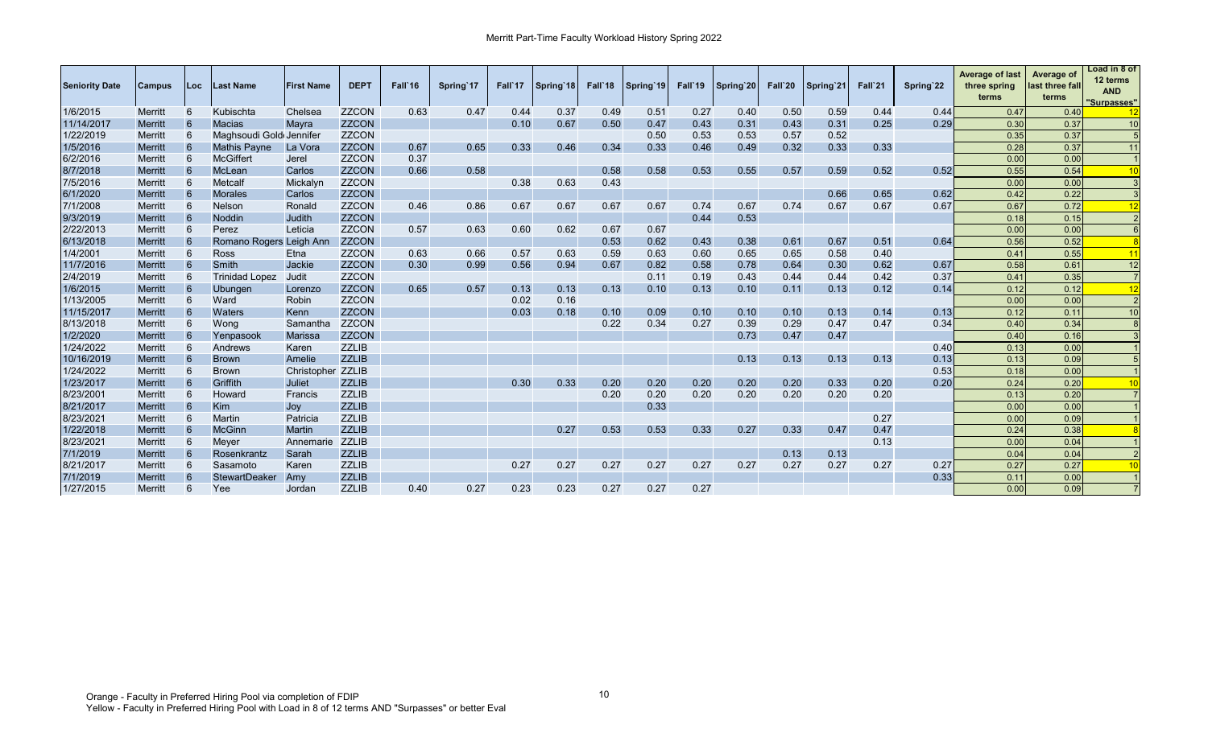Merritt Part-Time Faculty Workload History Spring 2022

| Seniority Date | Campus | Loc | Last Name | First Name | DEPT | Fall`16 | Spring`17 | Fall`17 | Spring`18 | Fall`18 | Spring`19 | Fall`19 | Spring`20 | Fall`20 | Spring`21 | Fall`21 | Spring`22 | Average of last three spring terms | Average of last three fall terms | Load in 8 of 12 terms AND "Surpasses" |
|---|---|---|---|---|---|---|---|---|---|---|---|---|---|---|---|---|---|---|---|---|
| 1/6/2015 | Merritt | 6 | Kubischta | Chelsea | ZZCON | 0.63 | 0.47 | 0.44 | 0.37 | 0.49 | 0.51 | 0.27 | 0.40 | 0.50 | 0.59 | 0.44 | 0.44 | 0.47 | 0.40 | 12 |
| 11/14/2017 | Merritt | 6 | Macias | Mayra | ZZCON | | | 0.10 | 0.67 | 0.50 | 0.47 | 0.43 | 0.31 | 0.43 | 0.31 | 0.25 | 0.29 | 0.30 | 0.37 | 10 |
| 1/22/2019 | Merritt | 6 | Maghsoudi Gold | Jennifer | ZZCON | | | | | | 0.50 | 0.53 | 0.53 | 0.57 | 0.52 | | | 0.35 | 0.37 | 5 |
| 1/5/2016 | Merritt | 6 | Mathis Payne | La Vora | ZZCON | 0.67 | 0.65 | 0.33 | 0.46 | 0.34 | 0.33 | 0.46 | 0.49 | 0.32 | 0.33 | 0.33 | | 0.28 | 0.37 | 11 |
| 6/2/2016 | Merritt | 6 | McGiffert | Jerel | ZZCON | 0.37 | | | | | | | | | | | | 0.00 | 0.00 | 1 |
| 8/7/2018 | Merritt | 6 | McLean | Carlos | ZZCON | 0.66 | 0.58 | | | 0.58 | 0.58 | 0.53 | 0.55 | 0.57 | 0.59 | 0.52 | 0.52 | 0.55 | 0.54 | 10 |
| 7/5/2016 | Merritt | 6 | Metcalf | Mickalyn | ZZCON | | | 0.38 | 0.63 | 0.43 | | | | | | | | 0.00 | 0.00 | 3 |
| 6/1/2020 | Merritt | 6 | Morales | Carlos | ZZCON | | | | | | | | | | 0.66 | 0.65 | 0.62 | 0.42 | 0.22 | 3 |
| 7/1/2008 | Merritt | 6 | Nelson | Ronald | ZZCON | 0.46 | 0.86 | 0.67 | 0.67 | 0.67 | 0.67 | 0.74 | 0.67 | 0.74 | 0.67 | 0.67 | 0.67 | 0.67 | 0.72 | 12 |
| 9/3/2019 | Merritt | 6 | Noddin | Judith | ZZCON | | | | | | | 0.44 | 0.53 | | | | | 0.18 | 0.15 | 2 |
| 2/22/2013 | Merritt | 6 | Perez | Leticia | ZZCON | 0.57 | 0.63 | 0.60 | 0.62 | 0.67 | 0.67 | | | | | | | 0.00 | 0.00 | 6 |
| 6/13/2018 | Merritt | 6 | Romano Rogers | Leigh Ann | ZZCON | | | | | 0.53 | 0.62 | 0.43 | 0.38 | 0.61 | 0.67 | 0.51 | 0.64 | 0.56 | 0.52 | 8 |
| 1/4/2001 | Merritt | 6 | Ross | Etna | ZZCON | 0.63 | 0.66 | 0.57 | 0.63 | 0.59 | 0.63 | 0.60 | 0.65 | 0.65 | 0.58 | 0.40 | | 0.41 | 0.55 | 11 |
| 11/7/2016 | Merritt | 6 | Smith | Jackie | ZZCON | 0.30 | 0.99 | 0.56 | 0.94 | 0.67 | 0.82 | 0.58 | 0.78 | 0.64 | 0.30 | 0.62 | 0.67 | 0.58 | 0.61 | 12 |
| 2/4/2019 | Merritt | 6 | Trinidad Lopez | Judit | ZZCON | | | | | | 0.11 | 0.19 | 0.43 | 0.44 | 0.44 | 0.42 | 0.37 | 0.41 | 0.35 | 7 |
| 1/6/2015 | Merritt | 6 | Ubungen | Lorenzo | ZZCON | 0.65 | 0.57 | 0.13 | 0.13 | 0.13 | 0.10 | 0.13 | 0.10 | 0.11 | 0.13 | 0.12 | 0.14 | 0.12 | 0.12 | 12 |
| 1/13/2005 | Merritt | 6 | Ward | Robin | ZZCON | | | 0.02 | 0.16 | | | | | | | | | 0.00 | 0.00 | 2 |
| 11/15/2017 | Merritt | 6 | Waters | Kenn | ZZCON | | | 0.03 | 0.18 | 0.10 | 0.09 | 0.10 | 0.10 | 0.10 | 0.13 | 0.14 | 0.13 | 0.12 | 0.11 | 10 |
| 8/13/2018 | Merritt | 6 | Wong | Samantha | ZZCON | | | | | 0.22 | 0.34 | 0.27 | 0.39 | 0.29 | 0.47 | 0.47 | 0.34 | 0.40 | 0.34 | 8 |
| 1/2/2020 | Merritt | 6 | Yenpasook | Marissa | ZZCON | | | | | | | | 0.73 | 0.47 | 0.47 | | | 0.40 | 0.16 | 3 |
| 1/24/2022 | Merritt | 6 | Andrews | Karen | ZZLIB | | | | | | | | | | | | 0.40 | 0.13 | 0.00 | 1 |
| 10/16/2019 | Merritt | 6 | Brown | Amelie | ZZLIB | | | | | | | | 0.13 | 0.13 | 0.13 | 0.13 | 0.13 | 0.13 | 0.09 | 5 |
| 1/24/2022 | Merritt | 6 | Brown | Christopher | ZZLIB | | | | | | | | | | | | 0.53 | 0.18 | 0.00 | 1 |
| 1/23/2017 | Merritt | 6 | Griffith | Juliet | ZZLIB | | | 0.30 | 0.33 | 0.20 | 0.20 | 0.20 | 0.20 | 0.20 | 0.33 | 0.20 | 0.20 | 0.24 | 0.20 | 10 |
| 8/23/2001 | Merritt | 6 | Howard | Francis | ZZLIB | | | | | 0.20 | 0.20 | 0.20 | 0.20 | 0.20 | 0.20 | 0.20 | | 0.13 | 0.20 | 7 |
| 8/21/2017 | Merritt | 6 | Kim | Joy | ZZLIB | | | | | | 0.33 | | | | | | | 0.00 | 0.00 | 1 |
| 8/23/2021 | Merritt | 6 | Martin | Patricia | ZZLIB | | | | | | | | | | | 0.27 | | 0.00 | 0.09 | 1 |
| 1/22/2018 | Merritt | 6 | McGinn | Martin | ZZLIB | | | | 0.27 | 0.53 | 0.53 | 0.33 | 0.27 | 0.33 | 0.47 | 0.47 | | 0.24 | 0.38 | 8 |
| 8/23/2021 | Merritt | 6 | Meyer | Annemarie | ZZLIB | | | | | | | | | | | 0.13 | | 0.00 | 0.04 | 1 |
| 7/1/2019 | Merritt | 6 | Rosenkrantz | Sarah | ZZLIB | | | | | | | | | 0.13 | 0.13 | | | 0.04 | 0.04 | 2 |
| 8/21/2017 | Merritt | 6 | Sasamoto | Karen | ZZLIB | | | 0.27 | 0.27 | 0.27 | 0.27 | 0.27 | 0.27 | 0.27 | 0.27 | 0.27 | 0.27 | 0.27 | 0.27 | 10 |
| 7/1/2019 | Merritt | 6 | StewartDeaker | Amy | ZZLIB | | | | | | | | | | | | 0.33 | 0.11 | 0.00 | 1 |
| 1/27/2015 | Merritt | 6 | Yee | Jordan | ZZLIB | 0.40 | 0.27 | 0.23 | 0.23 | 0.27 | 0.27 | 0.27 | | | | | | 0.00 | 0.09 | 7 |

Orange - Faculty in Preferred Hiring Pool via completion of FDIP
Yellow - Faculty in Preferred Hiring Pool with Load in 8 of 12 terms AND "Surpasses" or better Eval